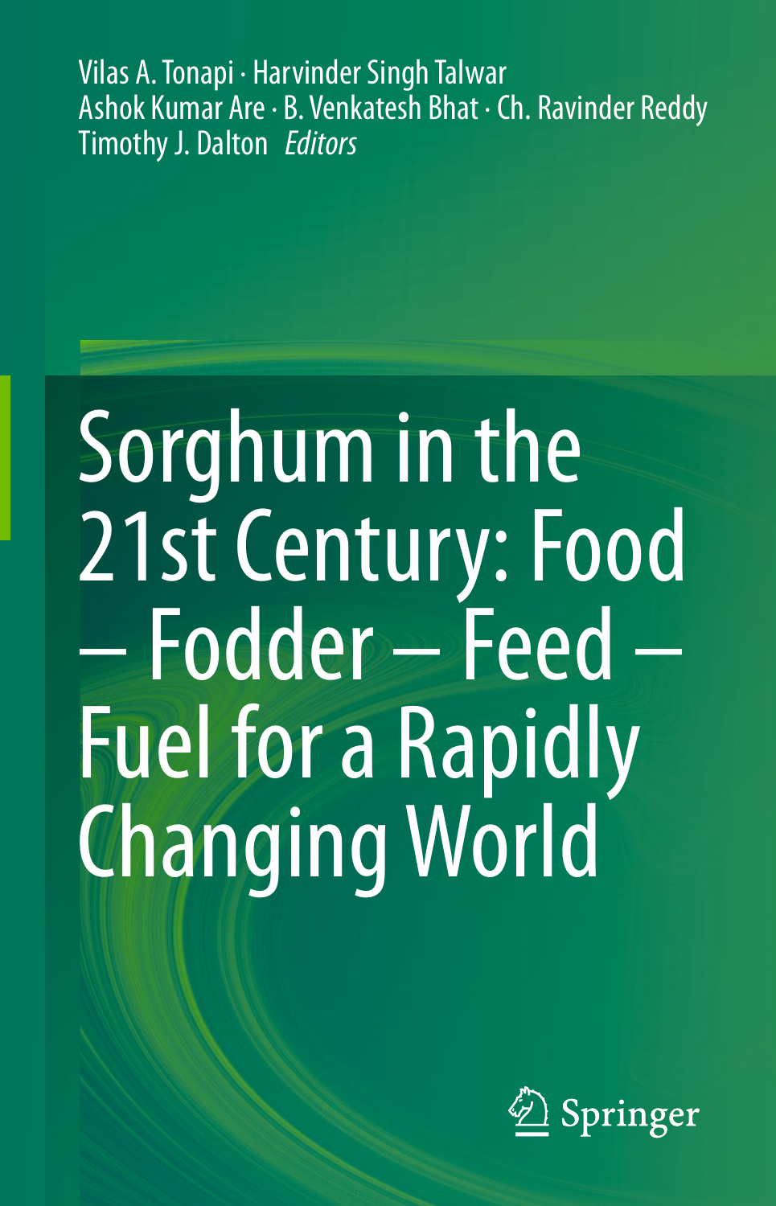Vilas A. Tonapi · Harvinder Singh Talwar
Ashok Kumar Are · B. Venkatesh Bhat · Ch. Ravinder Reddy
Timothy J. Dalton *Editors*

# Sorghum in the 21st Century: Food – Fodder – Feed – Fuel for a Rapidly Changing World

Springer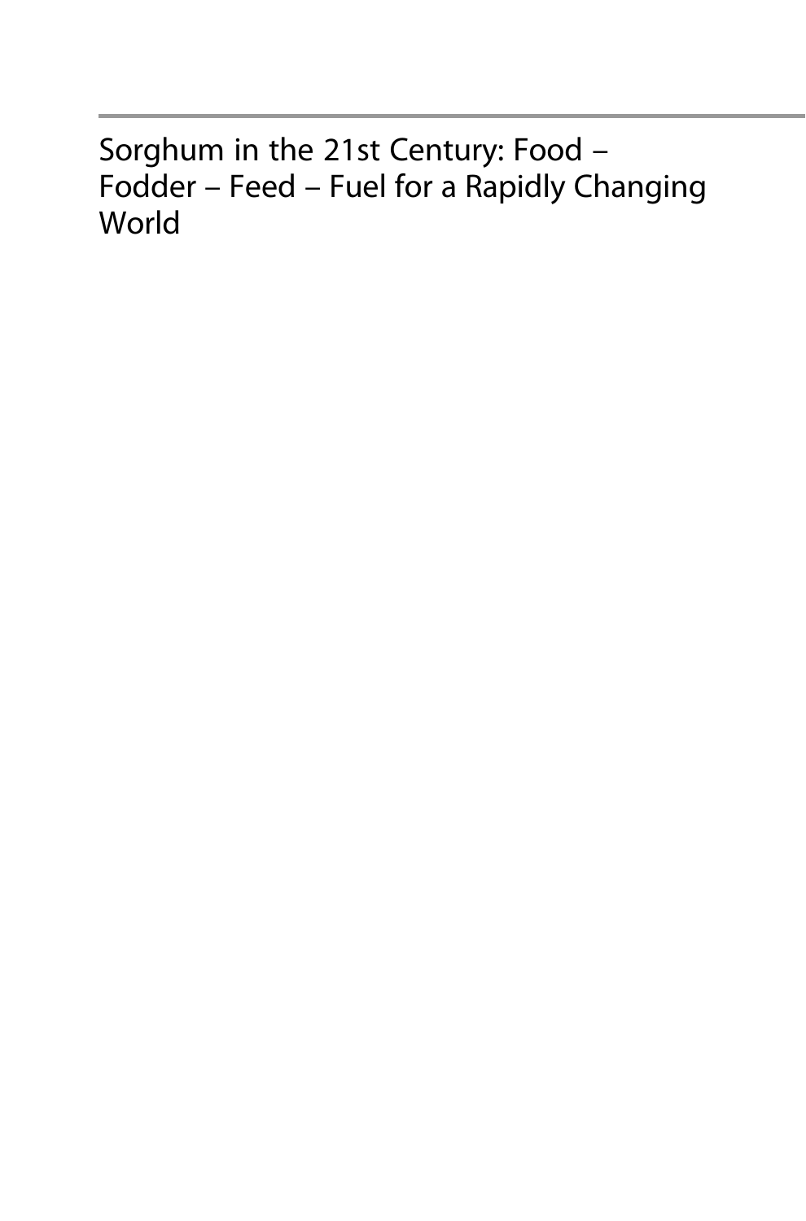# Sorghum in the 21st Century: Food – Fodder – Feed – Fuel for a Rapidly Changing World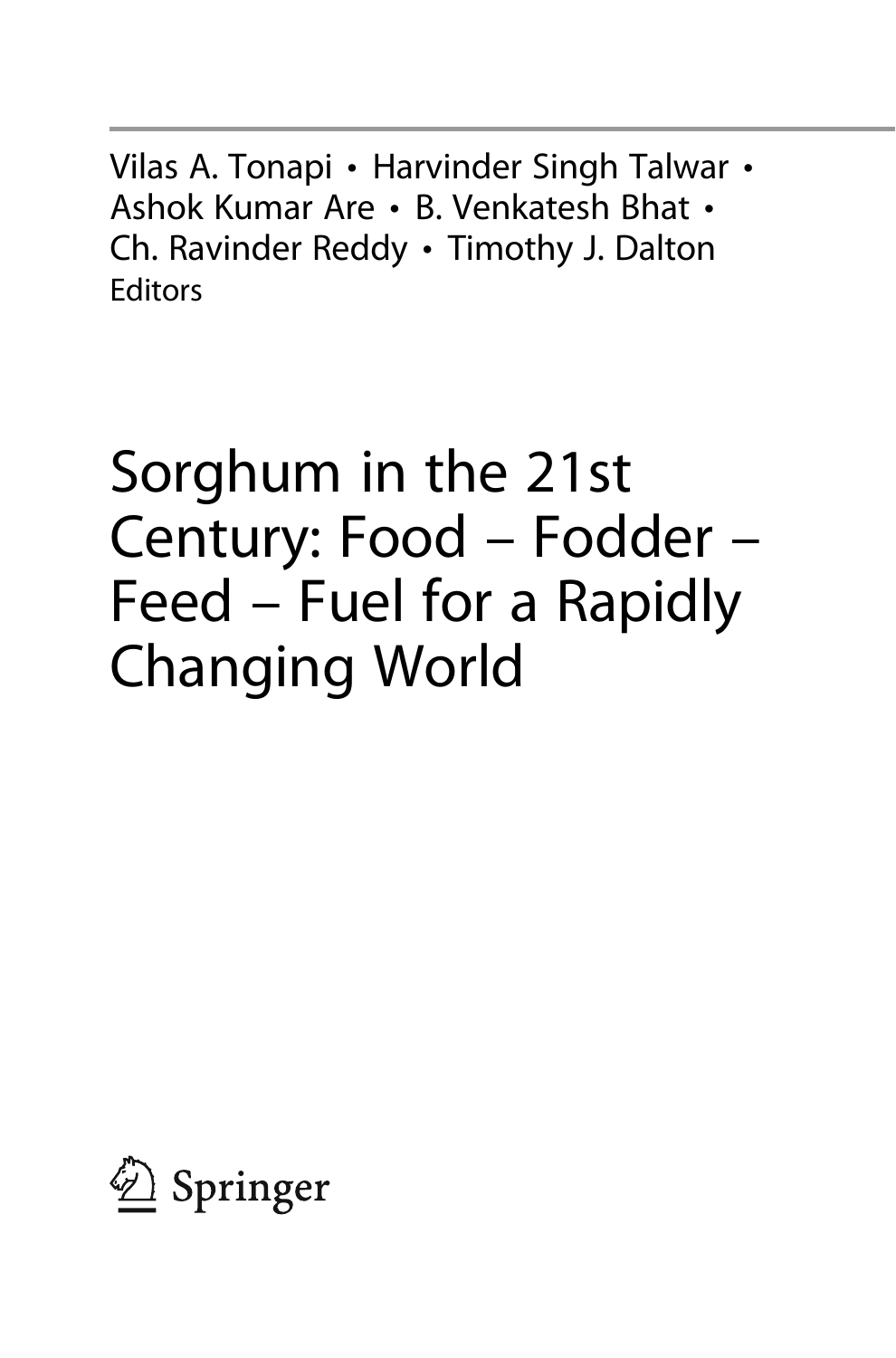Vilas A. Tonapi • Harvinder Singh Talwar • Ashok Kumar Are • B. Venkatesh Bhat • Ch. Ravinder Reddy • Timothy J. Dalton
Editors

# Sorghum in the 21st Century: Food – Fodder – Feed – Fuel for a Rapidly Changing World

Springer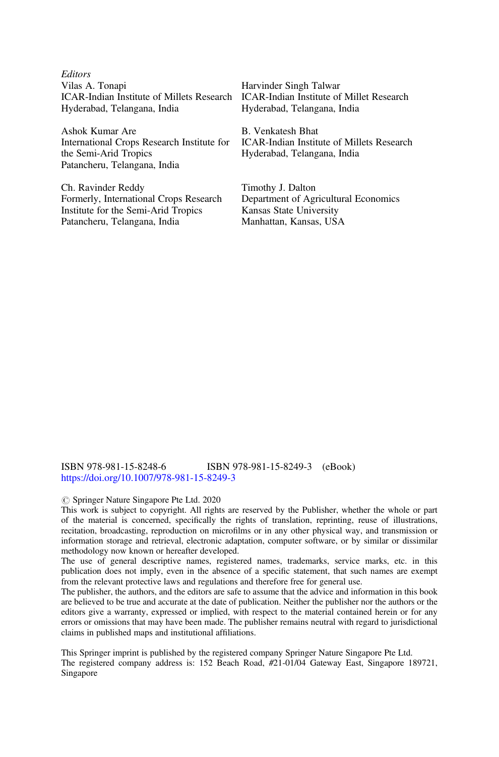*Editors*

Vilas A. Tonapi
ICAR-Indian Institute of Millets Research
Hyderabad, Telangana, India

Harvinder Singh Talwar
ICAR-Indian Institute of Millet Research
Hyderabad, Telangana, India

Ashok Kumar Are
International Crops Research Institute for the Semi-Arid Tropics
Patancheru, Telangana, India

B. Venkatesh Bhat
ICAR-Indian Institute of Millets Research
Hyderabad, Telangana, India

Ch. Ravinder Reddy
Formerly, International Crops Research Institute for the Semi-Arid Tropics
Patancheru, Telangana, India

Timothy J. Dalton
Department of Agricultural Economics
Kansas State University
Manhattan, Kansas, USA

ISBN 978-981-15-8248-6 ISBN 978-981-15-8249-3 (eBook)
https://doi.org/10.1007/978-981-15-8249-3

© Springer Nature Singapore Pte Ltd. 2020

This work is subject to copyright. All rights are reserved by the Publisher, whether the whole or part of the material is concerned, specifically the rights of translation, reprinting, reuse of illustrations, recitation, broadcasting, reproduction on microfilms or in any other physical way, and transmission or information storage and retrieval, electronic adaptation, computer software, or by similar or dissimilar methodology now known or hereafter developed.

The use of general descriptive names, registered names, trademarks, service marks, etc. in this publication does not imply, even in the absence of a specific statement, that such names are exempt from the relevant protective laws and regulations and therefore free for general use.

The publisher, the authors, and the editors are safe to assume that the advice and information in this book are believed to be true and accurate at the date of publication. Neither the publisher nor the authors or the editors give a warranty, expressed or implied, with respect to the material contained herein or for any errors or omissions that may have been made. The publisher remains neutral with regard to jurisdictional claims in published maps and institutional affiliations.

This Springer imprint is published by the registered company Springer Nature Singapore Pte Ltd.
The registered company address is: 152 Beach Road, #21-01/04 Gateway East, Singapore 189721, Singapore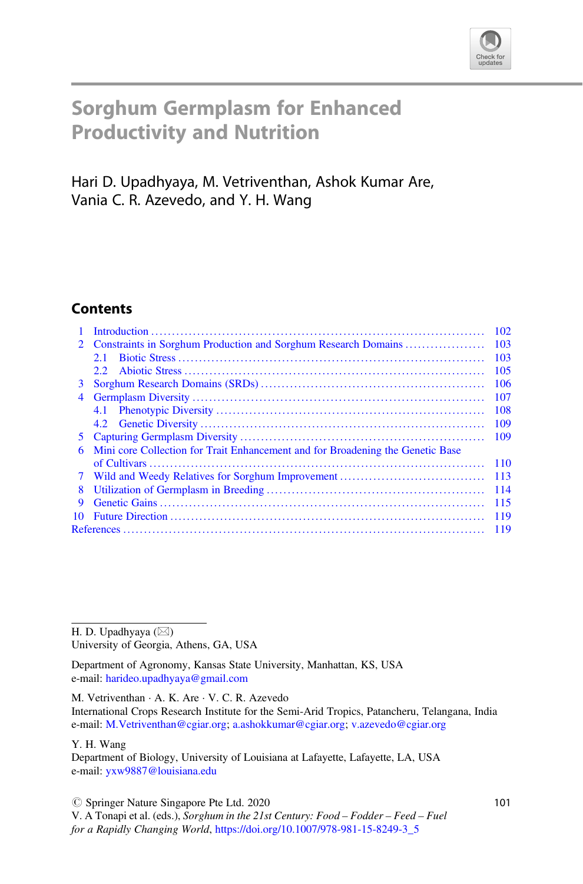# Sorghum Germplasm for Enhanced Productivity and Nutrition

Hari D. Upadhyaya, M. Vetriventhan, Ashok Kumar Are, Vania C. R. Azevedo, and Y. H. Wang

## Contents

| | | |
|---|---|---|
| 1 | Introduction | 102 |
| 2 | Constraints in Sorghum Production and Sorghum Research Domains | 103 |
| | 2.1 Biotic Stress | 103 |
| | 2.2 Abiotic Stress | 105 |
| 3 | Sorghum Research Domains (SRDs) | 106 |
| 4 | Germplasm Diversity | 107 |
| | 4.1 Phenotypic Diversity | 108 |
| | 4.2 Genetic Diversity | 109 |
| 5 | Capturing Germplasm Diversity | 109 |
| 6 | Mini core Collection for Trait Enhancement and for Broadening the Genetic Base of Cultivars | 110 |
| 7 | Wild and Weedy Relatives for Sorghum Improvement | 113 |
| 8 | Utilization of Germplasm in Breeding | 114 |
| 9 | Genetic Gains | 115 |
| 10 | Future Direction | 119 |
| | References | 119 |

---

H. D. Upadhyaya (✉)
University of Georgia, Athens, GA, USA

Department of Agronomy, Kansas State University, Manhattan, KS, USA
e-mail: harideo.upadhyaya@gmail.com

M. Vetriventhan · A. K. Are · V. C. R. Azevedo
International Crops Research Institute for the Semi-Arid Tropics, Patancheru, Telangana, India
e-mail: M.Vetriventhan@cgiar.org; a.ashokkumar@cgiar.org; v.azevedo@cgiar.org

Y. H. Wang
Department of Biology, University of Louisiana at Lafayette, Lafayette, LA, USA
e-mail: yxw9887@louisiana.edu

© Springer Nature Singapore Pte Ltd. 2020
V. A Tonapi et al. (eds.), *Sorghum in the 21st Century: Food – Fodder – Feed – Fuel for a Rapidly Changing World*, https://doi.org/10.1007/978-981-15-8249-3_5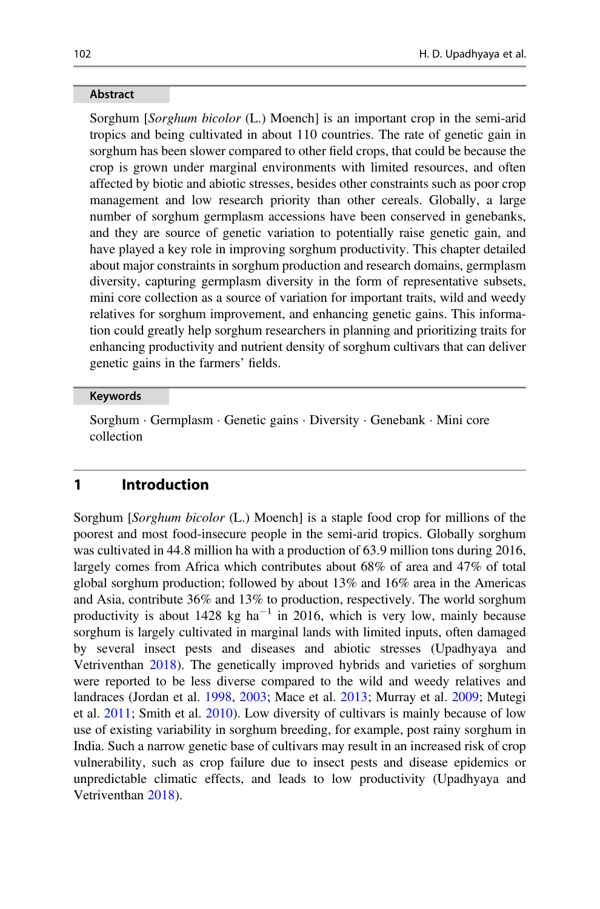## Abstract

Sorghum [*Sorghum bicolor* (L.) Moench] is an important crop in the semi-arid tropics and being cultivated in about 110 countries. The rate of genetic gain in sorghum has been slower compared to other field crops, that could be because the crop is grown under marginal environments with limited resources, and often affected by biotic and abiotic stresses, besides other constraints such as poor crop management and low research priority than other cereals. Globally, a large number of sorghum germplasm accessions have been conserved in genebanks, and they are source of genetic variation to potentially raise genetic gain, and have played a key role in improving sorghum productivity. This chapter detailed about major constraints in sorghum production and research domains, germplasm diversity, capturing germplasm diversity in the form of representative subsets, mini core collection as a source of variation for important traits, wild and weedy relatives for sorghum improvement, and enhancing genetic gains. This information could greatly help sorghum researchers in planning and prioritizing traits for enhancing productivity and nutrient density of sorghum cultivars that can deliver genetic gains in the farmers' fields.

## Keywords

Sorghum · Germplasm · Genetic gains · Diversity · Genebank · Mini core collection

# 1 Introduction

Sorghum [*Sorghum bicolor* (L.) Moench] is a staple food crop for millions of the poorest and most food-insecure people in the semi-arid tropics. Globally sorghum was cultivated in 44.8 million ha with a production of 63.9 million tons during 2016, largely comes from Africa which contributes about 68% of area and 47% of total global sorghum production; followed by about 13% and 16% area in the Americas and Asia, contribute 36% and 13% to production, respectively. The world sorghum productivity is about 1428 kg ha$^{-1}$ in 2016, which is very low, mainly because sorghum is largely cultivated in marginal lands with limited inputs, often damaged by several insect pests and diseases and abiotic stresses (Upadhyaya and Vetriventhan 2018). The genetically improved hybrids and varieties of sorghum were reported to be less diverse compared to the wild and weedy relatives and landraces (Jordan et al. 1998, 2003; Mace et al. 2013; Murray et al. 2009; Mutegi et al. 2011; Smith et al. 2010). Low diversity of cultivars is mainly because of low use of existing variability in sorghum breeding, for example, post rainy sorghum in India. Such a narrow genetic base of cultivars may result in an increased risk of crop vulnerability, such as crop failure due to insect pests and disease epidemics or unpredictable climatic effects, and leads to low productivity (Upadhyaya and Vetriventhan 2018).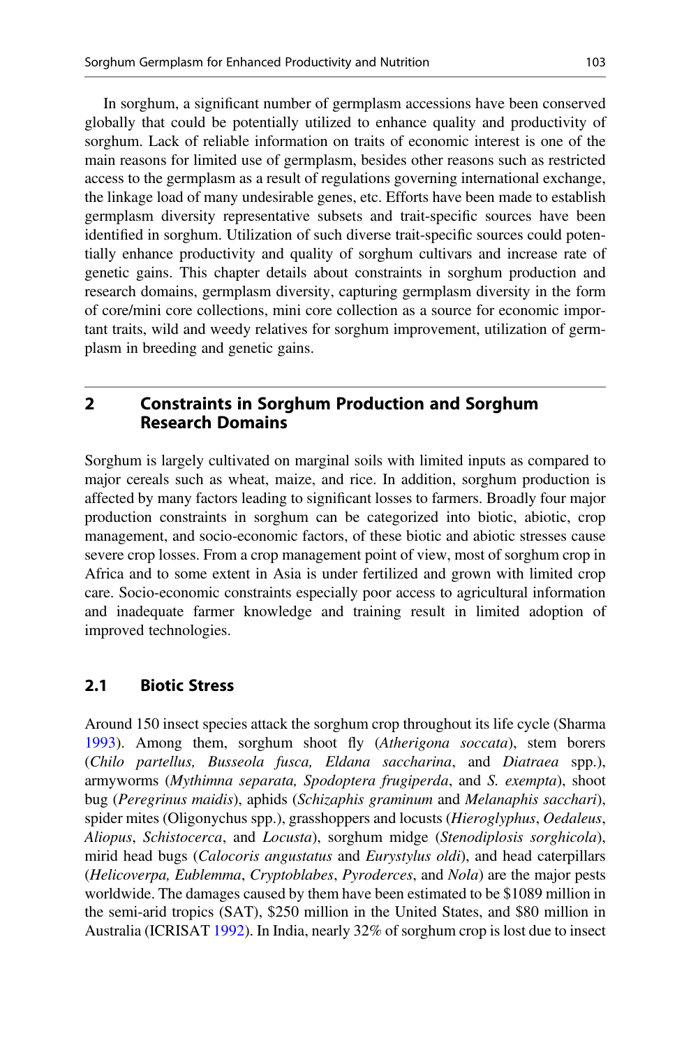In sorghum, a significant number of germplasm accessions have been conserved globally that could be potentially utilized to enhance quality and productivity of sorghum. Lack of reliable information on traits of economic interest is one of the main reasons for limited use of germplasm, besides other reasons such as restricted access to the germplasm as a result of regulations governing international exchange, the linkage load of many undesirable genes, etc. Efforts have been made to establish germplasm diversity representative subsets and trait-specific sources have been identified in sorghum. Utilization of such diverse trait-specific sources could potentially enhance productivity and quality of sorghum cultivars and increase rate of genetic gains. This chapter details about constraints in sorghum production and research domains, germplasm diversity, capturing germplasm diversity in the form of core/mini core collections, mini core collection as a source for economic important traits, wild and weedy relatives for sorghum improvement, utilization of germplasm in breeding and genetic gains.

## 2 Constraints in Sorghum Production and Sorghum Research Domains

Sorghum is largely cultivated on marginal soils with limited inputs as compared to major cereals such as wheat, maize, and rice. In addition, sorghum production is affected by many factors leading to significant losses to farmers. Broadly four major production constraints in sorghum can be categorized into biotic, abiotic, crop management, and socio-economic factors, of these biotic and abiotic stresses cause severe crop losses. From a crop management point of view, most of sorghum crop in Africa and to some extent in Asia is under fertilized and grown with limited crop care. Socio-economic constraints especially poor access to agricultural information and inadequate farmer knowledge and training result in limited adoption of improved technologies.

### 2.1 Biotic Stress

Around 150 insect species attack the sorghum crop throughout its life cycle (Sharma 1993). Among them, sorghum shoot fly (*Atherigona soccata*), stem borers (*Chilo partellus, Busseola fusca, Eldana saccharina*, and *Diatraea* spp.), armyworms (*Mythimna separata, Spodoptera frugiperda*, and *S. exempta*), shoot bug (*Peregrinus maidis*), aphids (*Schizaphis graminum* and *Melanaphis sacchari*), spider mites (Oligonychus spp.), grasshoppers and locusts (*Hieroglyphus*, *Oedaleus*, *Aliopus*, *Schistocerca*, and *Locusta*), sorghum midge (*Stenodiplosis sorghicola*), mirid head bugs (*Calocoris angustatus* and *Eurystylus oldi*), and head caterpillars (*Helicoverpa, Eublemma*, *Cryptoblabes*, *Pyroderces*, and *Nola*) are the major pests worldwide. The damages caused by them have been estimated to be $1089 million in the semi-arid tropics (SAT), $250 million in the United States, and $80 million in Australia (ICRISAT 1992). In India, nearly 32% of sorghum crop is lost due to insect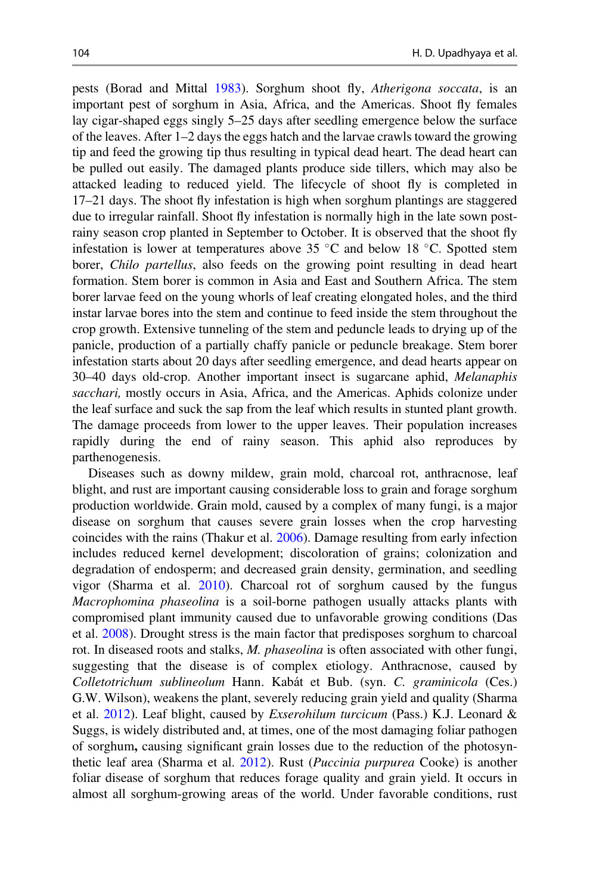pests (Borad and Mittal 1983). Sorghum shoot fly, *Atherigona soccata*, is an important pest of sorghum in Asia, Africa, and the Americas. Shoot fly females lay cigar-shaped eggs singly 5–25 days after seedling emergence below the surface of the leaves. After 1–2 days the eggs hatch and the larvae crawls toward the growing tip and feed the growing tip thus resulting in typical dead heart. The dead heart can be pulled out easily. The damaged plants produce side tillers, which may also be attacked leading to reduced yield. The lifecycle of shoot fly is completed in 17–21 days. The shoot fly infestation is high when sorghum plantings are staggered due to irregular rainfall. Shoot fly infestation is normally high in the late sown post-rainy season crop planted in September to October. It is observed that the shoot fly infestation is lower at temperatures above 35 °C and below 18 °C. Spotted stem borer, *Chilo partellus*, also feeds on the growing point resulting in dead heart formation. Stem borer is common in Asia and East and Southern Africa. The stem borer larvae feed on the young whorls of leaf creating elongated holes, and the third instar larvae bores into the stem and continue to feed inside the stem throughout the crop growth. Extensive tunneling of the stem and peduncle leads to drying up of the panicle, production of a partially chaffy panicle or peduncle breakage. Stem borer infestation starts about 20 days after seedling emergence, and dead hearts appear on 30–40 days old-crop. Another important insect is sugarcane aphid, *Melanaphis sacchari,* mostly occurs in Asia, Africa, and the Americas. Aphids colonize under the leaf surface and suck the sap from the leaf which results in stunted plant growth. The damage proceeds from lower to the upper leaves. Their population increases rapidly during the end of rainy season. This aphid also reproduces by parthenogenesis.

Diseases such as downy mildew, grain mold, charcoal rot, anthracnose, leaf blight, and rust are important causing considerable loss to grain and forage sorghum production worldwide. Grain mold, caused by a complex of many fungi, is a major disease on sorghum that causes severe grain losses when the crop harvesting coincides with the rains (Thakur et al. 2006). Damage resulting from early infection includes reduced kernel development; discoloration of grains; colonization and degradation of endosperm; and decreased grain density, germination, and seedling vigor (Sharma et al. 2010). Charcoal rot of sorghum caused by the fungus *Macrophomina phaseolina* is a soil-borne pathogen usually attacks plants with compromised plant immunity caused due to unfavorable growing conditions (Das et al. 2008). Drought stress is the main factor that predisposes sorghum to charcoal rot. In diseased roots and stalks, *M. phaseolina* is often associated with other fungi, suggesting that the disease is of complex etiology. Anthracnose, caused by *Colletotrichum sublineolum* Hann. Kabát et Bub. (syn. *C. graminicola* (Ces.) G.W. Wilson), weakens the plant, severely reducing grain yield and quality (Sharma et al. 2012). Leaf blight, caused by *Exserohilum turcicum* (Pass.) K.J. Leonard & Suggs, is widely distributed and, at times, one of the most damaging foliar pathogen of sorghum**,** causing significant grain losses due to the reduction of the photosynthetic leaf area (Sharma et al. 2012). Rust (*Puccinia purpurea* Cooke) is another foliar disease of sorghum that reduces forage quality and grain yield. It occurs in almost all sorghum-growing areas of the world. Under favorable conditions, rust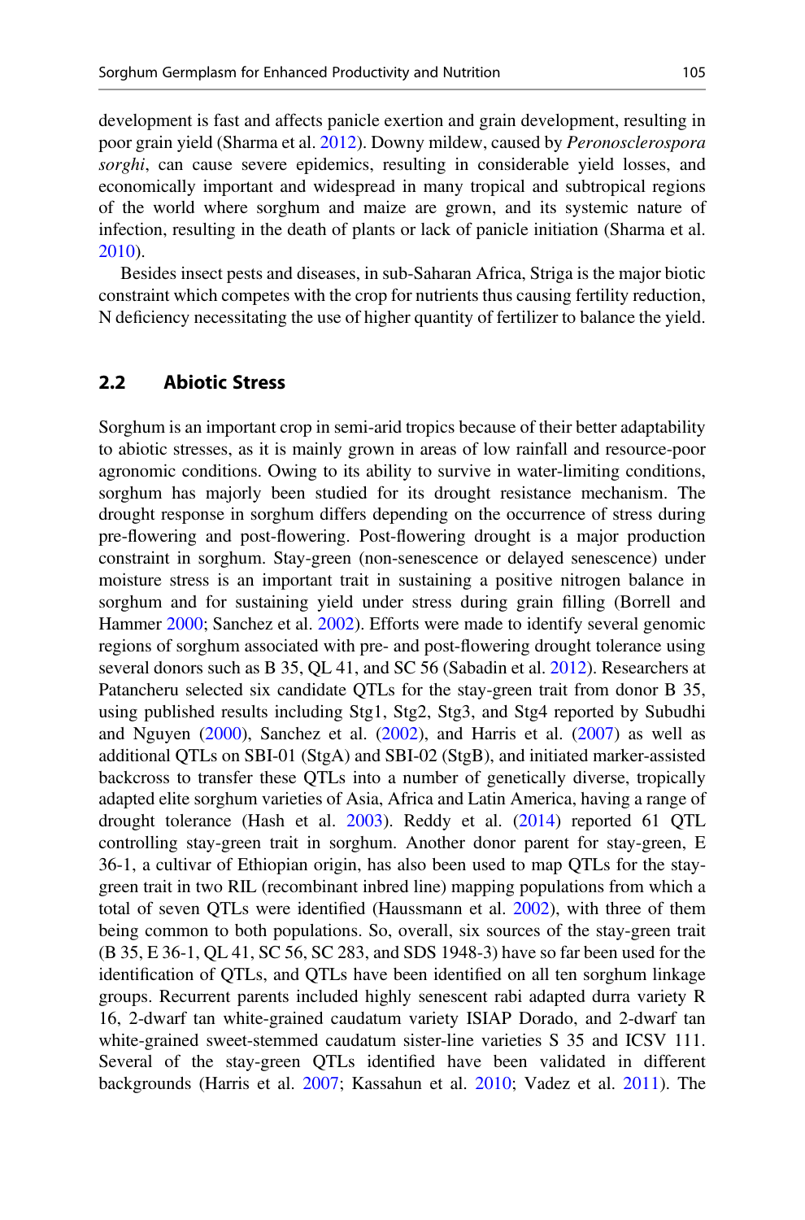development is fast and affects panicle exertion and grain development, resulting in poor grain yield (Sharma et al. 2012). Downy mildew, caused by *Peronosclerospora sorghi*, can cause severe epidemics, resulting in considerable yield losses, and economically important and widespread in many tropical and subtropical regions of the world where sorghum and maize are grown, and its systemic nature of infection, resulting in the death of plants or lack of panicle initiation (Sharma et al. 2010).

Besides insect pests and diseases, in sub-Saharan Africa, Striga is the major biotic constraint which competes with the crop for nutrients thus causing fertility reduction, N deficiency necessitating the use of higher quantity of fertilizer to balance the yield.

## 2.2 Abiotic Stress

Sorghum is an important crop in semi-arid tropics because of their better adaptability to abiotic stresses, as it is mainly grown in areas of low rainfall and resource-poor agronomic conditions. Owing to its ability to survive in water-limiting conditions, sorghum has majorly been studied for its drought resistance mechanism. The drought response in sorghum differs depending on the occurrence of stress during pre-flowering and post-flowering. Post-flowering drought is a major production constraint in sorghum. Stay-green (non-senescence or delayed senescence) under moisture stress is an important trait in sustaining a positive nitrogen balance in sorghum and for sustaining yield under stress during grain filling (Borrell and Hammer 2000; Sanchez et al. 2002). Efforts were made to identify several genomic regions of sorghum associated with pre- and post-flowering drought tolerance using several donors such as B 35, QL 41, and SC 56 (Sabadin et al. 2012). Researchers at Patancheru selected six candidate QTLs for the stay-green trait from donor B 35, using published results including Stg1, Stg2, Stg3, and Stg4 reported by Subudhi and Nguyen (2000), Sanchez et al. (2002), and Harris et al. (2007) as well as additional QTLs on SBI-01 (StgA) and SBI-02 (StgB), and initiated marker-assisted backcross to transfer these QTLs into a number of genetically diverse, tropically adapted elite sorghum varieties of Asia, Africa and Latin America, having a range of drought tolerance (Hash et al. 2003). Reddy et al. (2014) reported 61 QTL controlling stay-green trait in sorghum. Another donor parent for stay-green, E 36-1, a cultivar of Ethiopian origin, has also been used to map QTLs for the stay-green trait in two RIL (recombinant inbred line) mapping populations from which a total of seven QTLs were identified (Haussmann et al. 2002), with three of them being common to both populations. So, overall, six sources of the stay-green trait (B 35, E 36-1, QL 41, SC 56, SC 283, and SDS 1948-3) have so far been used for the identification of QTLs, and QTLs have been identified on all ten sorghum linkage groups. Recurrent parents included highly senescent rabi adapted durra variety R 16, 2-dwarf tan white-grained caudatum variety ISIAP Dorado, and 2-dwarf tan white-grained sweet-stemmed caudatum sister-line varieties S 35 and ICSV 111. Several of the stay-green QTLs identified have been validated in different backgrounds (Harris et al. 2007; Kassahun et al. 2010; Vadez et al. 2011). The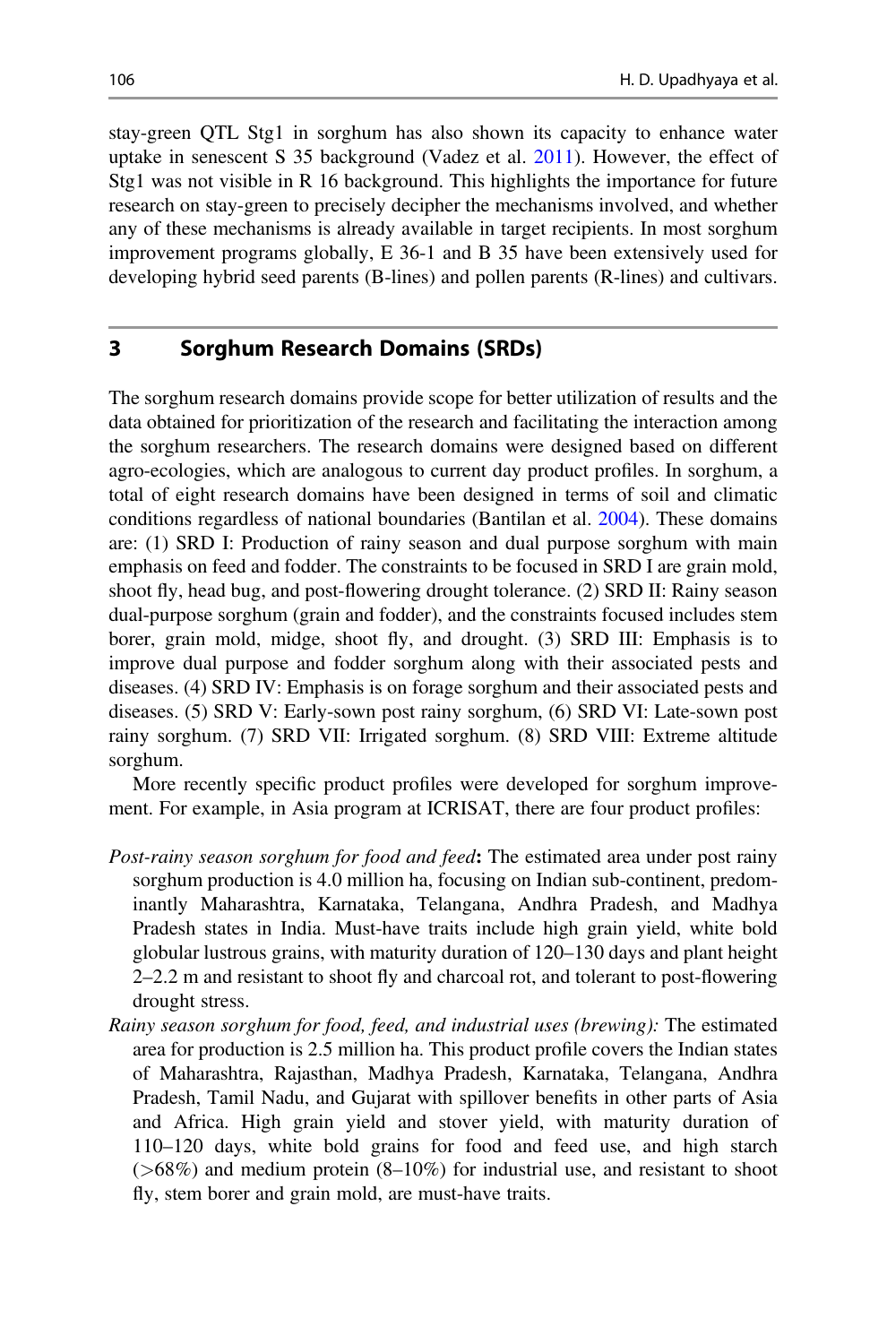stay-green QTL Stg1 in sorghum has also shown its capacity to enhance water uptake in senescent S 35 background (Vadez et al. 2011). However, the effect of Stg1 was not visible in R 16 background. This highlights the importance for future research on stay-green to precisely decipher the mechanisms involved, and whether any of these mechanisms is already available in target recipients. In most sorghum improvement programs globally, E 36-1 and B 35 have been extensively used for developing hybrid seed parents (B-lines) and pollen parents (R-lines) and cultivars.

## 3 Sorghum Research Domains (SRDs)

The sorghum research domains provide scope for better utilization of results and the data obtained for prioritization of the research and facilitating the interaction among the sorghum researchers. The research domains were designed based on different agro-ecologies, which are analogous to current day product profiles. In sorghum, a total of eight research domains have been designed in terms of soil and climatic conditions regardless of national boundaries (Bantilan et al. 2004). These domains are: (1) SRD I: Production of rainy season and dual purpose sorghum with main emphasis on feed and fodder. The constraints to be focused in SRD I are grain mold, shoot fly, head bug, and post-flowering drought tolerance. (2) SRD II: Rainy season dual-purpose sorghum (grain and fodder), and the constraints focused includes stem borer, grain mold, midge, shoot fly, and drought. (3) SRD III: Emphasis is to improve dual purpose and fodder sorghum along with their associated pests and diseases. (4) SRD IV: Emphasis is on forage sorghum and their associated pests and diseases. (5) SRD V: Early-sown post rainy sorghum, (6) SRD VI: Late-sown post rainy sorghum. (7) SRD VII: Irrigated sorghum. (8) SRD VIII: Extreme altitude sorghum.

More recently specific product profiles were developed for sorghum improvement. For example, in Asia program at ICRISAT, there are four product profiles:

- *Post-rainy season sorghum for food and feed***:** The estimated area under post rainy sorghum production is 4.0 million ha, focusing on Indian sub-continent, predominantly Maharashtra, Karnataka, Telangana, Andhra Pradesh, and Madhya Pradesh states in India. Must-have traits include high grain yield, white bold globular lustrous grains, with maturity duration of 120–130 days and plant height 2–2.2 m and resistant to shoot fly and charcoal rot, and tolerant to post-flowering drought stress.
- *Rainy season sorghum for food, feed, and industrial uses (brewing):* The estimated area for production is 2.5 million ha. This product profile covers the Indian states of Maharashtra, Rajasthan, Madhya Pradesh, Karnataka, Telangana, Andhra Pradesh, Tamil Nadu, and Gujarat with spillover benefits in other parts of Asia and Africa. High grain yield and stover yield, with maturity duration of 110–120 days, white bold grains for food and feed use, and high starch (>68%) and medium protein (8–10%) for industrial use, and resistant to shoot fly, stem borer and grain mold, are must-have traits.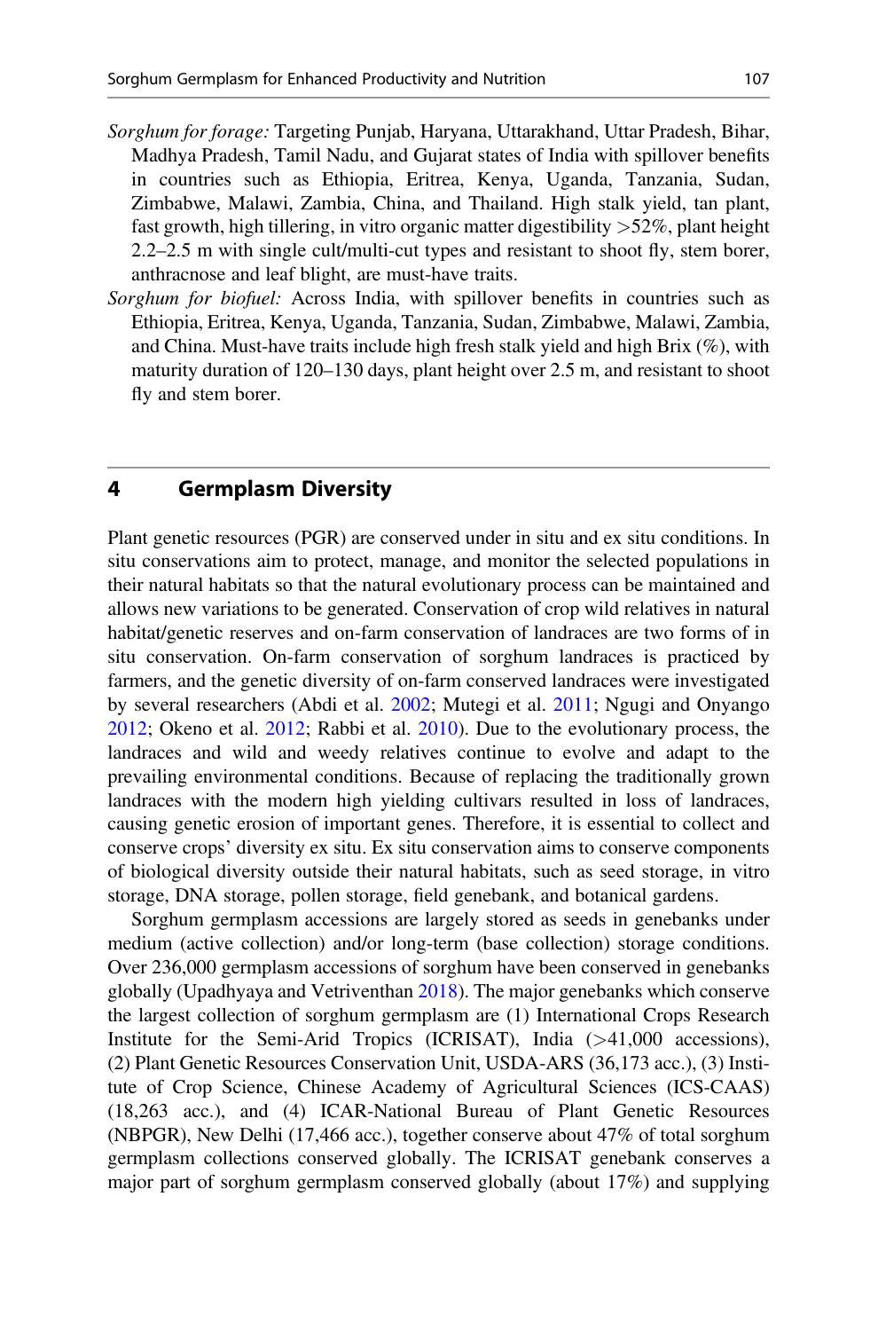*Sorghum for forage:* Targeting Punjab, Haryana, Uttarakhand, Uttar Pradesh, Bihar, Madhya Pradesh, Tamil Nadu, and Gujarat states of India with spillover benefits in countries such as Ethiopia, Eritrea, Kenya, Uganda, Tanzania, Sudan, Zimbabwe, Malawi, Zambia, China, and Thailand. High stalk yield, tan plant, fast growth, high tillering, in vitro organic matter digestibility >52%, plant height 2.2–2.5 m with single cult/multi-cut types and resistant to shoot fly, stem borer, anthracnose and leaf blight, are must-have traits.

*Sorghum for biofuel:* Across India, with spillover benefits in countries such as Ethiopia, Eritrea, Kenya, Uganda, Tanzania, Sudan, Zimbabwe, Malawi, Zambia, and China. Must-have traits include high fresh stalk yield and high Brix (%), with maturity duration of 120–130 days, plant height over 2.5 m, and resistant to shoot fly and stem borer.

## 4 Germplasm Diversity

Plant genetic resources (PGR) are conserved under in situ and ex situ conditions. In situ conservations aim to protect, manage, and monitor the selected populations in their natural habitats so that the natural evolutionary process can be maintained and allows new variations to be generated. Conservation of crop wild relatives in natural habitat/genetic reserves and on-farm conservation of landraces are two forms of in situ conservation. On-farm conservation of sorghum landraces is practiced by farmers, and the genetic diversity of on-farm conserved landraces were investigated by several researchers (Abdi et al. 2002; Mutegi et al. 2011; Ngugi and Onyango 2012; Okeno et al. 2012; Rabbi et al. 2010). Due to the evolutionary process, the landraces and wild and weedy relatives continue to evolve and adapt to the prevailing environmental conditions. Because of replacing the traditionally grown landraces with the modern high yielding cultivars resulted in loss of landraces, causing genetic erosion of important genes. Therefore, it is essential to collect and conserve crops' diversity ex situ. Ex situ conservation aims to conserve components of biological diversity outside their natural habitats, such as seed storage, in vitro storage, DNA storage, pollen storage, field genebank, and botanical gardens.

Sorghum germplasm accessions are largely stored as seeds in genebanks under medium (active collection) and/or long-term (base collection) storage conditions. Over 236,000 germplasm accessions of sorghum have been conserved in genebanks globally (Upadhyaya and Vetriventhan 2018). The major genebanks which conserve the largest collection of sorghum germplasm are (1) International Crops Research Institute for the Semi-Arid Tropics (ICRISAT), India (>41,000 accessions), (2) Plant Genetic Resources Conservation Unit, USDA-ARS (36,173 acc.), (3) Institute of Crop Science, Chinese Academy of Agricultural Sciences (ICS-CAAS) (18,263 acc.), and (4) ICAR-National Bureau of Plant Genetic Resources (NBPGR), New Delhi (17,466 acc.), together conserve about 47% of total sorghum germplasm collections conserved globally. The ICRISAT genebank conserves a major part of sorghum germplasm conserved globally (about 17%) and supplying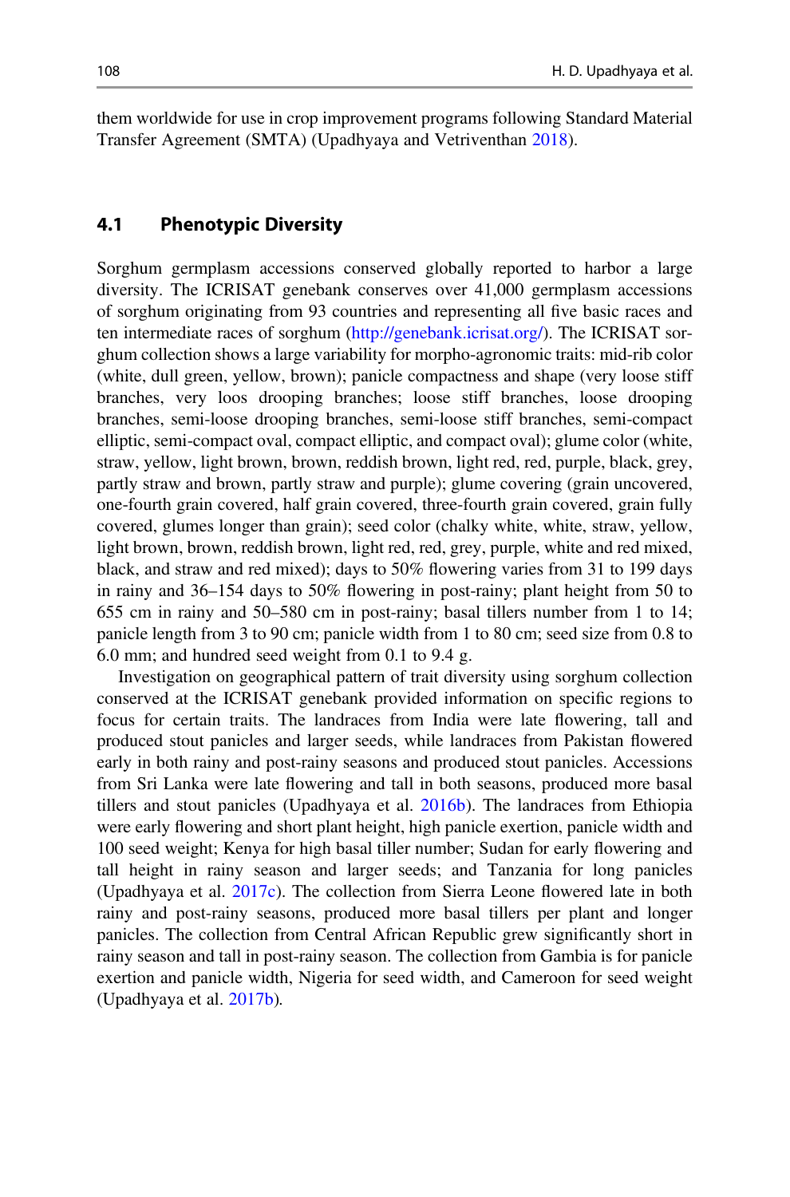them worldwide for use in crop improvement programs following Standard Material Transfer Agreement (SMTA) (Upadhyaya and Vetriventhan 2018).

## 4.1 Phenotypic Diversity

Sorghum germplasm accessions conserved globally reported to harbor a large diversity. The ICRISAT genebank conserves over 41,000 germplasm accessions of sorghum originating from 93 countries and representing all five basic races and ten intermediate races of sorghum (http://genebank.icrisat.org/). The ICRISAT sorghum collection shows a large variability for morpho-agronomic traits: mid-rib color (white, dull green, yellow, brown); panicle compactness and shape (very loose stiff branches, very loos drooping branches; loose stiff branches, loose drooping branches, semi-loose drooping branches, semi-loose stiff branches, semi-compact elliptic, semi-compact oval, compact elliptic, and compact oval); glume color (white, straw, yellow, light brown, brown, reddish brown, light red, red, purple, black, grey, partly straw and brown, partly straw and purple); glume covering (grain uncovered, one-fourth grain covered, half grain covered, three-fourth grain covered, grain fully covered, glumes longer than grain); seed color (chalky white, white, straw, yellow, light brown, brown, reddish brown, light red, red, grey, purple, white and red mixed, black, and straw and red mixed); days to 50% flowering varies from 31 to 199 days in rainy and 36–154 days to 50% flowering in post-rainy; plant height from 50 to 655 cm in rainy and 50–580 cm in post-rainy; basal tillers number from 1 to 14; panicle length from 3 to 90 cm; panicle width from 1 to 80 cm; seed size from 0.8 to 6.0 mm; and hundred seed weight from 0.1 to 9.4 g.

Investigation on geographical pattern of trait diversity using sorghum collection conserved at the ICRISAT genebank provided information on specific regions to focus for certain traits. The landraces from India were late flowering, tall and produced stout panicles and larger seeds, while landraces from Pakistan flowered early in both rainy and post-rainy seasons and produced stout panicles. Accessions from Sri Lanka were late flowering and tall in both seasons, produced more basal tillers and stout panicles (Upadhyaya et al. 2016b). The landraces from Ethiopia were early flowering and short plant height, high panicle exertion, panicle width and 100 seed weight; Kenya for high basal tiller number; Sudan for early flowering and tall height in rainy season and larger seeds; and Tanzania for long panicles (Upadhyaya et al. 2017c). The collection from Sierra Leone flowered late in both rainy and post-rainy seasons, produced more basal tillers per plant and longer panicles. The collection from Central African Republic grew significantly short in rainy season and tall in post-rainy season. The collection from Gambia is for panicle exertion and panicle width, Nigeria for seed width, and Cameroon for seed weight (Upadhyaya et al. 2017b).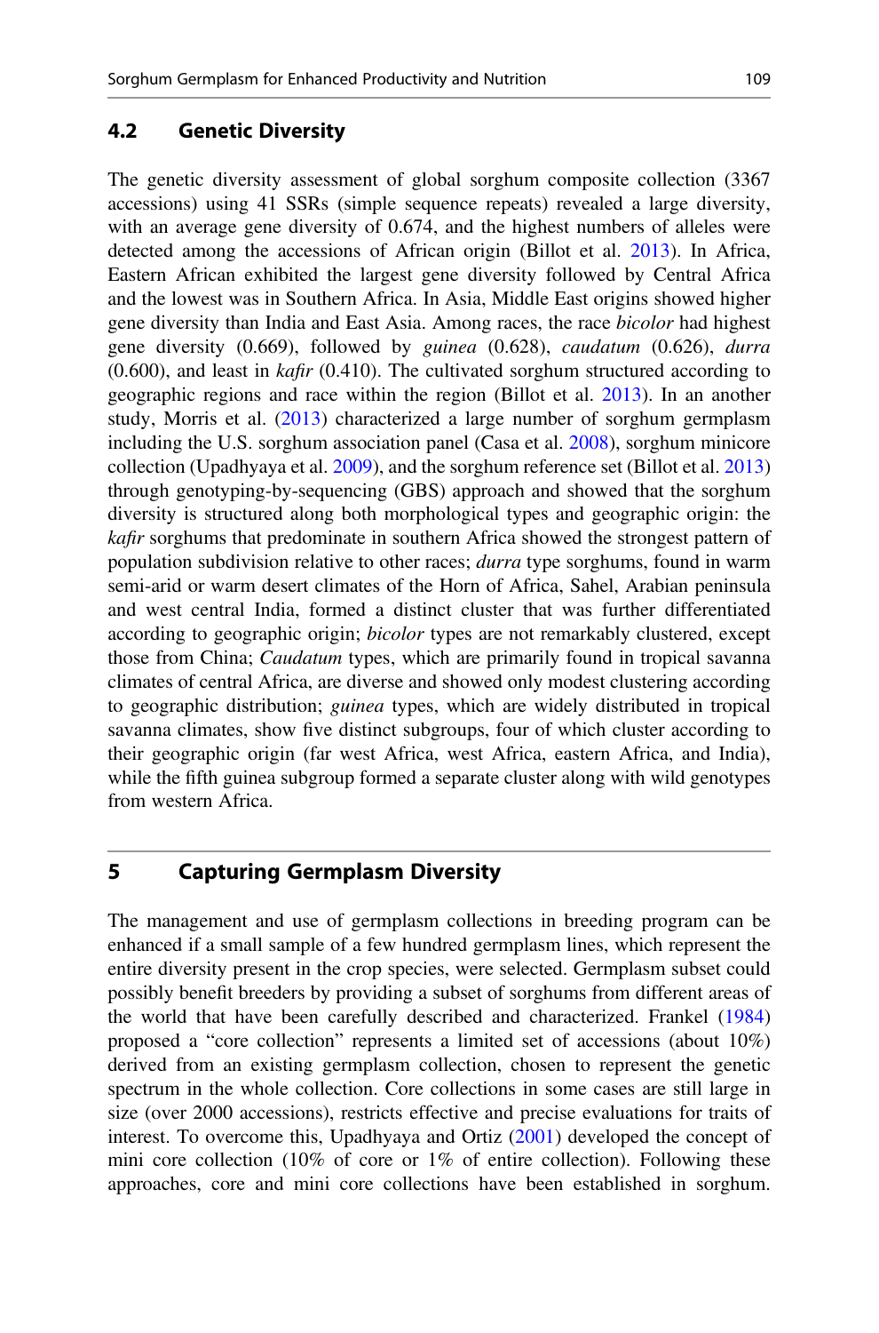### 4.2 Genetic Diversity

The genetic diversity assessment of global sorghum composite collection (3367 accessions) using 41 SSRs (simple sequence repeats) revealed a large diversity, with an average gene diversity of 0.674, and the highest numbers of alleles were detected among the accessions of African origin (Billot et al. 2013). In Africa, Eastern African exhibited the largest gene diversity followed by Central Africa and the lowest was in Southern Africa. In Asia, Middle East origins showed higher gene diversity than India and East Asia. Among races, the race *bicolor* had highest gene diversity (0.669), followed by *guinea* (0.628), *caudatum* (0.626), *durra* (0.600), and least in *kafir* (0.410). The cultivated sorghum structured according to geographic regions and race within the region (Billot et al. 2013). In an another study, Morris et al. (2013) characterized a large number of sorghum germplasm including the U.S. sorghum association panel (Casa et al. 2008), sorghum minicore collection (Upadhyaya et al. 2009), and the sorghum reference set (Billot et al. 2013) through genotyping-by-sequencing (GBS) approach and showed that the sorghum diversity is structured along both morphological types and geographic origin: the *kafir* sorghums that predominate in southern Africa showed the strongest pattern of population subdivision relative to other races; *durra* type sorghums, found in warm semi-arid or warm desert climates of the Horn of Africa, Sahel, Arabian peninsula and west central India, formed a distinct cluster that was further differentiated according to geographic origin; *bicolor* types are not remarkably clustered, except those from China; *Caudatum* types, which are primarily found in tropical savanna climates of central Africa, are diverse and showed only modest clustering according to geographic distribution; *guinea* types, which are widely distributed in tropical savanna climates, show five distinct subgroups, four of which cluster according to their geographic origin (far west Africa, west Africa, eastern Africa, and India), while the fifth guinea subgroup formed a separate cluster along with wild genotypes from western Africa.

## 5 Capturing Germplasm Diversity

The management and use of germplasm collections in breeding program can be enhanced if a small sample of a few hundred germplasm lines, which represent the entire diversity present in the crop species, were selected. Germplasm subset could possibly benefit breeders by providing a subset of sorghums from different areas of the world that have been carefully described and characterized. Frankel (1984) proposed a "core collection" represents a limited set of accessions (about 10%) derived from an existing germplasm collection, chosen to represent the genetic spectrum in the whole collection. Core collections in some cases are still large in size (over 2000 accessions), restricts effective and precise evaluations for traits of interest. To overcome this, Upadhyaya and Ortiz (2001) developed the concept of mini core collection (10% of core or 1% of entire collection). Following these approaches, core and mini core collections have been established in sorghum.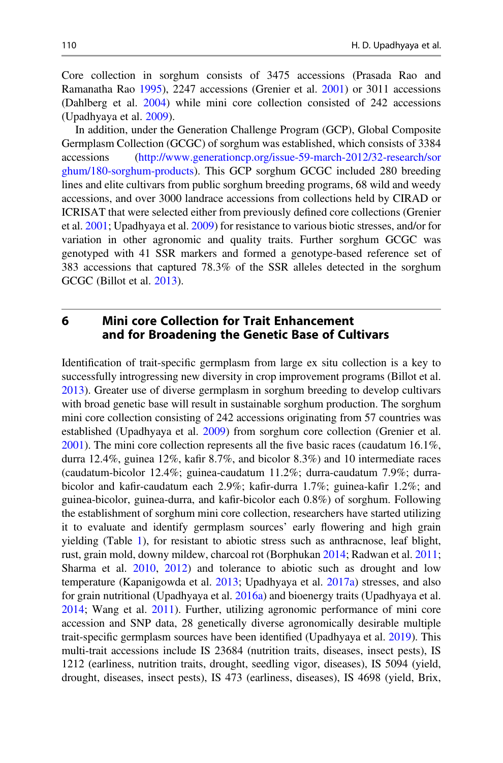Core collection in sorghum consists of 3475 accessions (Prasada Rao and Ramanatha Rao 1995), 2247 accessions (Grenier et al. 2001) or 3011 accessions (Dahlberg et al. 2004) while mini core collection consisted of 242 accessions (Upadhyaya et al. 2009).

In addition, under the Generation Challenge Program (GCP), Global Composite Germplasm Collection (GCGC) of sorghum was established, which consists of 3384 accessions (http://www.generationcp.org/issue-59-march-2012/32-research/sorghum/180-sorghum-products). This GCP sorghum GCGC included 280 breeding lines and elite cultivars from public sorghum breeding programs, 68 wild and weedy accessions, and over 3000 landrace accessions from collections held by CIRAD or ICRISAT that were selected either from previously defined core collections (Grenier et al. 2001; Upadhyaya et al. 2009) for resistance to various biotic stresses, and/or for variation in other agronomic and quality traits. Further sorghum GCGC was genotyped with 41 SSR markers and formed a genotype-based reference set of 383 accessions that captured 78.3% of the SSR alleles detected in the sorghum GCGC (Billot et al. 2013).

## 6 Mini core Collection for Trait Enhancement and for Broadening the Genetic Base of Cultivars

Identification of trait-specific germplasm from large ex situ collection is a key to successfully introgressing new diversity in crop improvement programs (Billot et al. 2013). Greater use of diverse germplasm in sorghum breeding to develop cultivars with broad genetic base will result in sustainable sorghum production. The sorghum mini core collection consisting of 242 accessions originating from 57 countries was established (Upadhyaya et al. 2009) from sorghum core collection (Grenier et al. 2001). The mini core collection represents all the five basic races (caudatum 16.1%, durra 12.4%, guinea 12%, kafir 8.7%, and bicolor 8.3%) and 10 intermediate races (caudatum-bicolor 12.4%; guinea-caudatum 11.2%; durra-caudatum 7.9%; durra-bicolor and kafir-caudatum each 2.9%; kafir-durra 1.7%; guinea-kafir 1.2%; and guinea-bicolor, guinea-durra, and kafir-bicolor each 0.8%) of sorghum. Following the establishment of sorghum mini core collection, researchers have started utilizing it to evaluate and identify germplasm sources' early flowering and high grain yielding (Table 1), for resistant to abiotic stress such as anthracnose, leaf blight, rust, grain mold, downy mildew, charcoal rot (Borphukan 2014; Radwan et al. 2011; Sharma et al. 2010, 2012) and tolerance to abiotic such as drought and low temperature (Kapanigowda et al. 2013; Upadhyaya et al. 2017a) stresses, and also for grain nutritional (Upadhyaya et al. 2016a) and bioenergy traits (Upadhyaya et al. 2014; Wang et al. 2011). Further, utilizing agronomic performance of mini core accession and SNP data, 28 genetically diverse agronomically desirable multiple trait-specific germplasm sources have been identified (Upadhyaya et al. 2019). This multi-trait accessions include IS 23684 (nutrition traits, diseases, insect pests), IS 1212 (earliness, nutrition traits, drought, seedling vigor, diseases), IS 5094 (yield, drought, diseases, insect pests), IS 473 (earliness, diseases), IS 4698 (yield, Brix,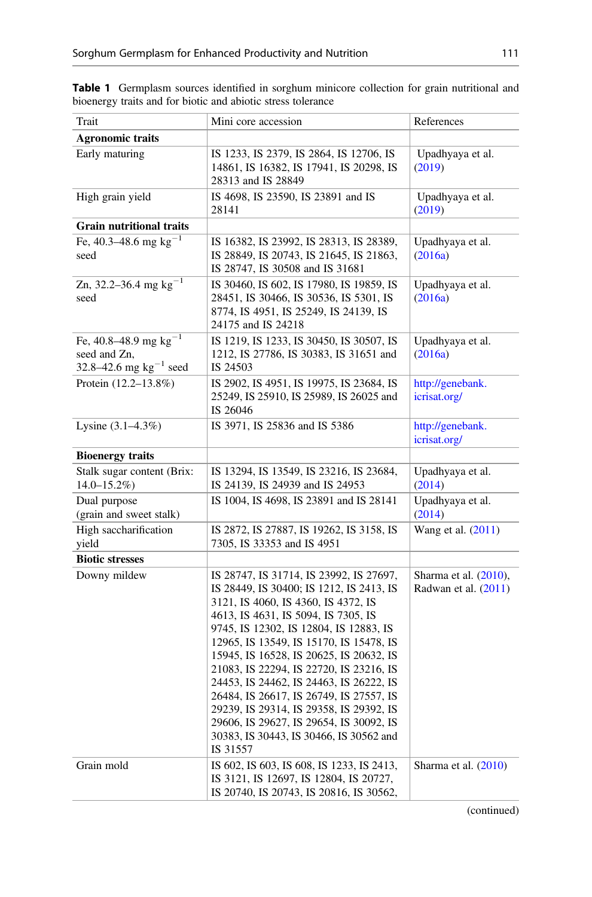**Table 1** Germplasm sources identified in sorghum minicore collection for grain nutritional and bioenergy traits and for biotic and abiotic stress tolerance

| Trait | Mini core accession | References |
|---|---|---|
| **Agronomic traits** | | |
| Early maturing | IS 1233, IS 2379, IS 2864, IS 12706, IS 14861, IS 16382, IS 17941, IS 20298, IS 28313 and IS 28849 | Upadhyaya et al. (2019) |
| High grain yield | IS 4698, IS 23590, IS 23891 and IS 28141 | Upadhyaya et al. (2019) |
| **Grain nutritional traits** | | |
| Fe, 40.3–48.6 mg kg$^{-1}$ seed | IS 16382, IS 23992, IS 28313, IS 28389, IS 28849, IS 20743, IS 21645, IS 21863, IS 28747, IS 30508 and IS 31681 | Upadhyaya et al. (2016a) |
| Zn, 32.2–36.4 mg kg$^{-1}$ seed | IS 30460, IS 602, IS 17980, IS 19859, IS 28451, IS 30466, IS 30536, IS 5301, IS 8774, IS 4951, IS 25249, IS 24139, IS 24175 and IS 24218 | Upadhyaya et al. (2016a) |
| Fe, 40.8–48.9 mg kg$^{-1}$ seed and Zn, 32.8–42.6 mg kg$^{-1}$ seed | IS 1219, IS 1233, IS 30450, IS 30507, IS 1212, IS 27786, IS 30383, IS 31651 and IS 24503 | Upadhyaya et al. (2016a) |
| Protein (12.2–13.8%) | IS 2902, IS 4951, IS 19975, IS 23684, IS 25249, IS 25910, IS 25989, IS 26025 and IS 26046 | http://genebank.icrisat.org/ |
| Lysine (3.1–4.3%) | IS 3971, IS 25836 and IS 5386 | http://genebank.icrisat.org/ |
| **Bioenergy traits** | | |
| Stalk sugar content (Brix: 14.0–15.2%) | IS 13294, IS 13549, IS 23216, IS 23684, IS 24139, IS 24939 and IS 24953 | Upadhyaya et al. (2014) |
| Dual purpose (grain and sweet stalk) | IS 1004, IS 4698, IS 23891 and IS 28141 | Upadhyaya et al. (2014) |
| High saccharification yield | IS 2872, IS 27887, IS 19262, IS 3158, IS 7305, IS 33353 and IS 4951 | Wang et al. (2011) |
| **Biotic stresses** | | |
| Downy mildew | IS 28747, IS 31714, IS 23992, IS 27697, IS 28449, IS 30400; IS 1212, IS 2413, IS 3121, IS 4060, IS 4360, IS 4372, IS 4613, IS 4631, IS 5094, IS 7305, IS 9745, IS 12302, IS 12804, IS 12883, IS 12965, IS 13549, IS 15170, IS 15478, IS 15945, IS 16528, IS 20625, IS 20632, IS 21083, IS 22294, IS 22720, IS 23216, IS 24453, IS 24462, IS 24463, IS 26222, IS 26484, IS 26617, IS 26749, IS 27557, IS 29239, IS 29314, IS 29358, IS 29392, IS 29606, IS 29627, IS 29654, IS 30092, IS 30383, IS 30443, IS 30466, IS 30562 and IS 31557 | Sharma et al. (2010), Radwan et al. (2011) |
| Grain mold | IS 602, IS 603, IS 608, IS 1233, IS 2413, IS 3121, IS 12697, IS 12804, IS 20727, IS 20740, IS 20743, IS 20816, IS 30562, | Sharma et al. (2010) |

(continued)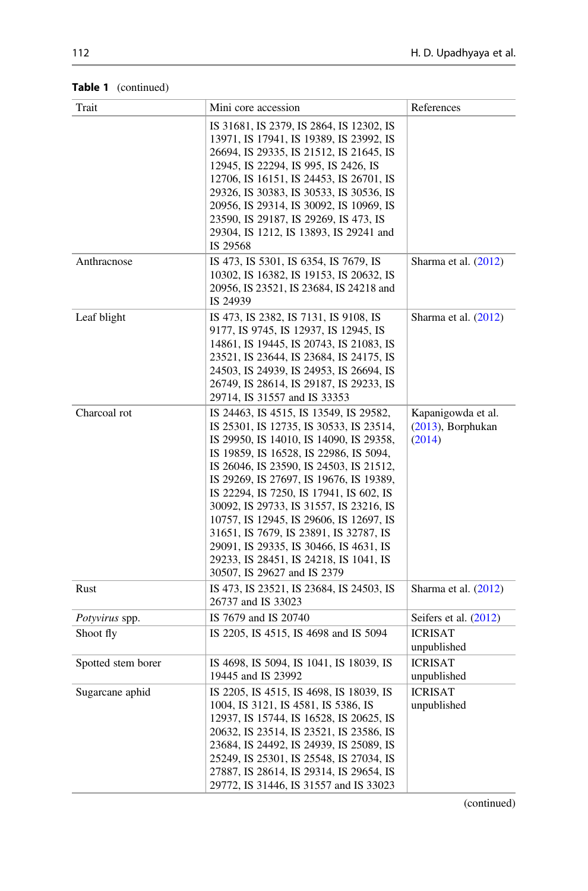**Table 1** (continued)

| Trait | Mini core accession | References |
|---|---|---|
| | IS 31681, IS 2379, IS 2864, IS 12302, IS 13971, IS 17941, IS 19389, IS 23992, IS 26694, IS 29335, IS 21512, IS 21645, IS 12945, IS 22294, IS 995, IS 2426, IS 12706, IS 16151, IS 24453, IS 26701, IS 29326, IS 30383, IS 30533, IS 30536, IS 20956, IS 29314, IS 30092, IS 10969, IS 23590, IS 29187, IS 29269, IS 473, IS 29304, IS 1212, IS 13893, IS 29241 and IS 29568 | |
| Anthracnose | IS 473, IS 5301, IS 6354, IS 7679, IS 10302, IS 16382, IS 19153, IS 20632, IS 20956, IS 23521, IS 23684, IS 24218 and IS 24939 | Sharma et al. (2012) |
| Leaf blight | IS 473, IS 2382, IS 7131, IS 9108, IS 9177, IS 9745, IS 12937, IS 12945, IS 14861, IS 19445, IS 20743, IS 21083, IS 23521, IS 23644, IS 23684, IS 24175, IS 24503, IS 24939, IS 24953, IS 26694, IS 26749, IS 28614, IS 29187, IS 29233, IS 29714, IS 31557 and IS 33353 | Sharma et al. (2012) |
| Charcoal rot | IS 24463, IS 4515, IS 13549, IS 29582, IS 25301, IS 12735, IS 30533, IS 23514, IS 29950, IS 14010, IS 14090, IS 29358, IS 19859, IS 16528, IS 22986, IS 5094, IS 26046, IS 23590, IS 24503, IS 21512, IS 29269, IS 27697, IS 19676, IS 19389, IS 22294, IS 7250, IS 17941, IS 602, IS 30092, IS 29733, IS 31557, IS 23216, IS 10757, IS 12945, IS 29606, IS 12697, IS 31651, IS 7679, IS 23891, IS 32787, IS 29091, IS 29335, IS 30466, IS 4631, IS 29233, IS 28451, IS 24218, IS 1041, IS 30507, IS 29627 and IS 2379 | Kapanigowda et al. (2013), Borphukan (2014) |
| Rust | IS 473, IS 23521, IS 23684, IS 24503, IS 26737 and IS 33023 | Sharma et al. (2012) |
| *Potyvirus* spp. | IS 7679 and IS 20740 | Seifers et al. (2012) |
| Shoot fly | IS 2205, IS 4515, IS 4698 and IS 5094 | ICRISAT unpublished |
| Spotted stem borer | IS 4698, IS 5094, IS 1041, IS 18039, IS 19445 and IS 23992 | ICRISAT unpublished |
| Sugarcane aphid | IS 2205, IS 4515, IS 4698, IS 18039, IS 1004, IS 3121, IS 4581, IS 5386, IS 12937, IS 15744, IS 16528, IS 20625, IS 20632, IS 23514, IS 23521, IS 23586, IS 23684, IS 24492, IS 24939, IS 25089, IS 25249, IS 25301, IS 25548, IS 27034, IS 27887, IS 28614, IS 29314, IS 29654, IS 29772, IS 31446, IS 31557 and IS 33023 | ICRISAT unpublished |

(continued)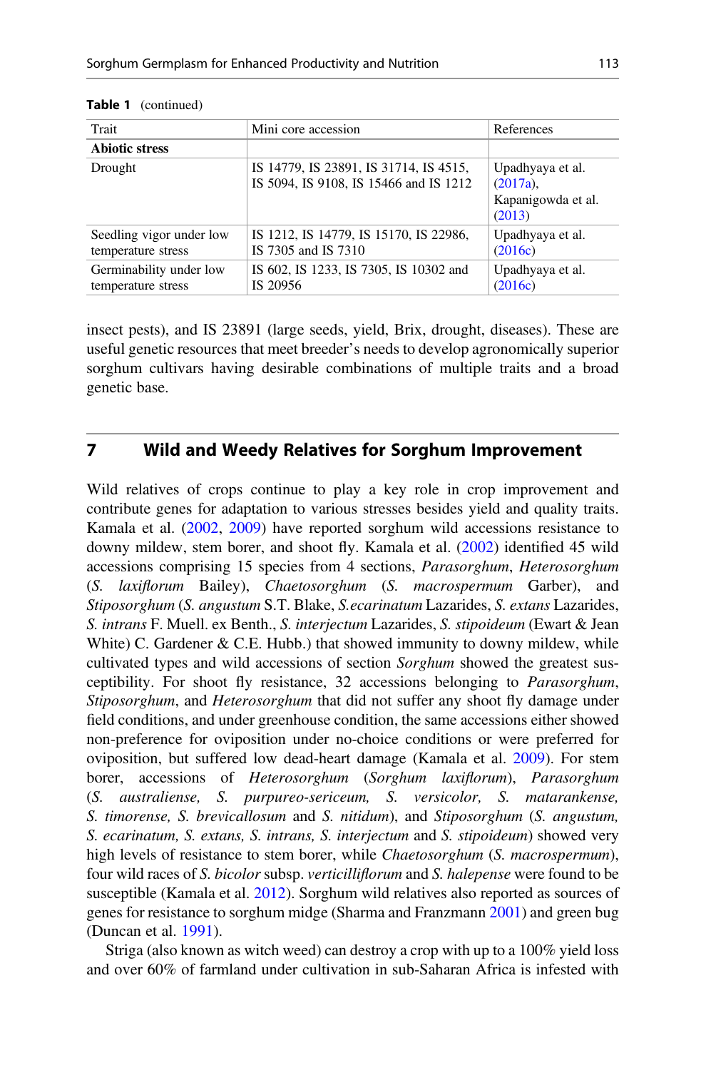**Table 1** (continued)

| Trait | Mini core accession | References |
|---|---|---|
| **Abiotic stress** | | |
| Drought | IS 14779, IS 23891, IS 31714, IS 4515, IS 5094, IS 9108, IS 15466 and IS 1212 | Upadhyaya et al. (2017a), Kapanigowda et al. (2013) |
| Seedling vigor under low temperature stress | IS 1212, IS 14779, IS 15170, IS 22986, IS 7305 and IS 7310 | Upadhyaya et al. (2016c) |
| Germinability under low temperature stress | IS 602, IS 1233, IS 7305, IS 10302 and IS 20956 | Upadhyaya et al. (2016c) |

insect pests), and IS 23891 (large seeds, yield, Brix, drought, diseases). These are useful genetic resources that meet breeder's needs to develop agronomically superior sorghum cultivars having desirable combinations of multiple traits and a broad genetic base.

## 7 Wild and Weedy Relatives for Sorghum Improvement

Wild relatives of crops continue to play a key role in crop improvement and contribute genes for adaptation to various stresses besides yield and quality traits. Kamala et al. (2002, 2009) have reported sorghum wild accessions resistance to downy mildew, stem borer, and shoot fly. Kamala et al. (2002) identified 45 wild accessions comprising 15 species from 4 sections, *Parasorghum*, *Heterosorghum* (*S. laxiflorum* Bailey), *Chaetosorghum* (*S. macrospermum* Garber), and *Stiposorghum* (*S. angustum* S.T. Blake, *S.ecarinatum* Lazarides, *S. extans* Lazarides, *S. intrans* F. Muell. ex Benth., *S. interjectum* Lazarides, *S. stipoideum* (Ewart & Jean White) C. Gardener & C.E. Hubb.) that showed immunity to downy mildew, while cultivated types and wild accessions of section *Sorghum* showed the greatest susceptibility. For shoot fly resistance, 32 accessions belonging to *Parasorghum*, *Stiposorghum*, and *Heterosorghum* that did not suffer any shoot fly damage under field conditions, and under greenhouse condition, the same accessions either showed non-preference for oviposition under no-choice conditions or were preferred for oviposition, but suffered low dead-heart damage (Kamala et al. 2009). For stem borer, accessions of *Heterosorghum* (*Sorghum laxiflorum*), *Parasorghum* (*S. australiense, S. purpureo-sericeum, S. versicolor, S. matarankense, S. timorense, S. brevicallosum* and *S. nitidum*), and *Stiposorghum* (*S. angustum, S. ecarinatum, S. extans, S. intrans, S. interjectum* and *S. stipoideum*) showed very high levels of resistance to stem borer, while *Chaetosorghum* (*S. macrospermum*), four wild races of *S. bicolor* subsp. *verticilliflorum* and *S. halepense* were found to be susceptible (Kamala et al. 2012). Sorghum wild relatives also reported as sources of genes for resistance to sorghum midge (Sharma and Franzmann 2001) and green bug (Duncan et al. 1991).

Striga (also known as witch weed) can destroy a crop with up to a 100% yield loss and over 60% of farmland under cultivation in sub-Saharan Africa is infested with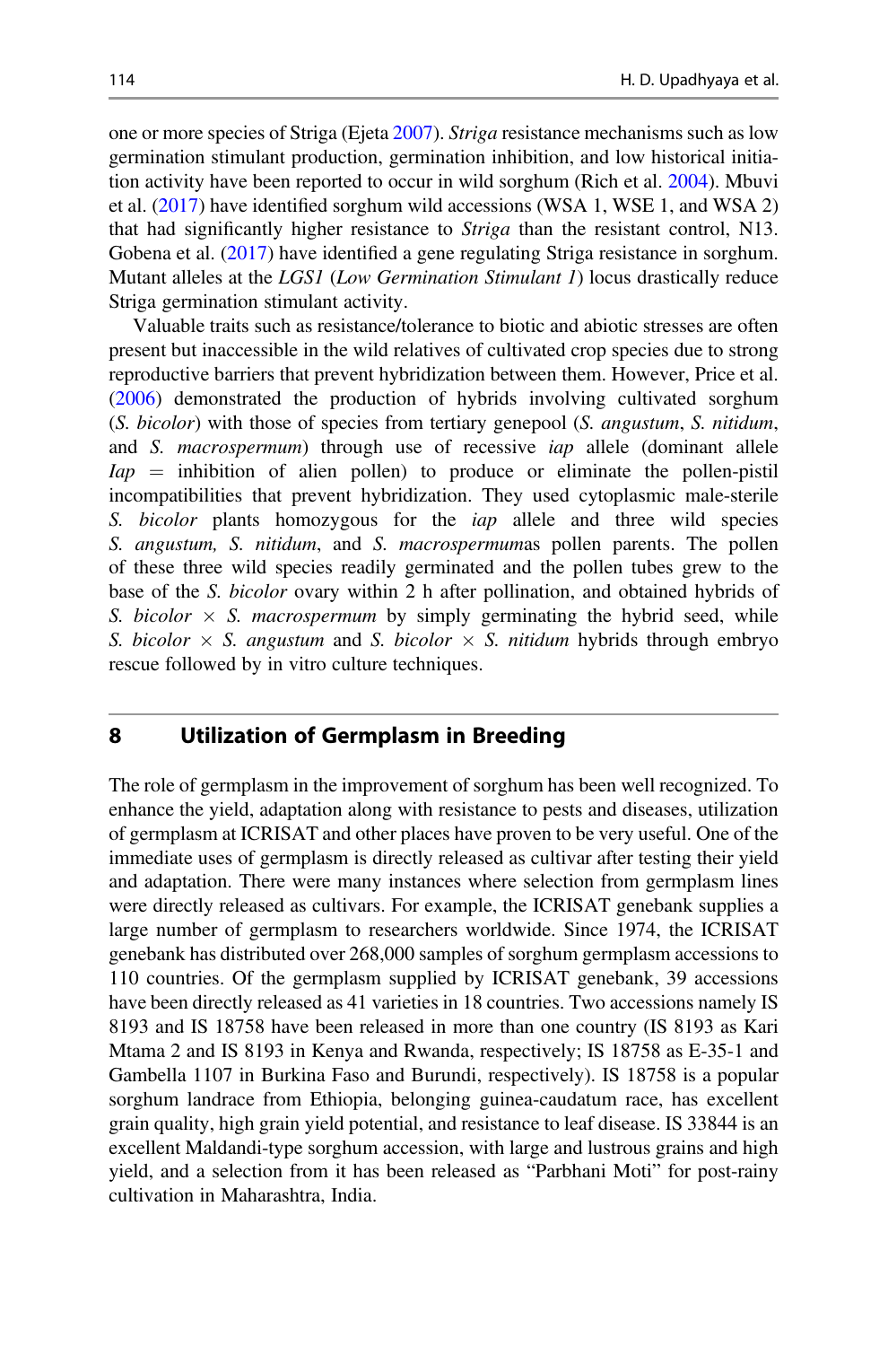one or more species of Striga (Ejeta 2007). *Striga* resistance mechanisms such as low germination stimulant production, germination inhibition, and low historical initiation activity have been reported to occur in wild sorghum (Rich et al. 2004). Mbuvi et al. (2017) have identified sorghum wild accessions (WSA 1, WSE 1, and WSA 2) that had significantly higher resistance to *Striga* than the resistant control, N13. Gobena et al. (2017) have identified a gene regulating Striga resistance in sorghum. Mutant alleles at the *LGS1* (*Low Germination Stimulant 1*) locus drastically reduce Striga germination stimulant activity.

Valuable traits such as resistance/tolerance to biotic and abiotic stresses are often present but inaccessible in the wild relatives of cultivated crop species due to strong reproductive barriers that prevent hybridization between them. However, Price et al. (2006) demonstrated the production of hybrids involving cultivated sorghum (*S. bicolor*) with those of species from tertiary genepool (*S. angustum*, *S. nitidum*, and *S. macrospermum*) through use of recessive *iap* allele (dominant allele *Iap* = inhibition of alien pollen) to produce or eliminate the pollen-pistil incompatibilities that prevent hybridization. They used cytoplasmic male-sterile *S. bicolor* plants homozygous for the *iap* allele and three wild species *S. angustum, S. nitidum*, and *S. macrospermum*as pollen parents. The pollen of these three wild species readily germinated and the pollen tubes grew to the base of the *S. bicolor* ovary within 2 h after pollination, and obtained hybrids of *S. bicolor* × *S. macrospermum* by simply germinating the hybrid seed, while *S. bicolor* × *S. angustum* and *S. bicolor* × *S. nitidum* hybrids through embryo rescue followed by in vitro culture techniques.

## 8 Utilization of Germplasm in Breeding

The role of germplasm in the improvement of sorghum has been well recognized. To enhance the yield, adaptation along with resistance to pests and diseases, utilization of germplasm at ICRISAT and other places have proven to be very useful. One of the immediate uses of germplasm is directly released as cultivar after testing their yield and adaptation. There were many instances where selection from germplasm lines were directly released as cultivars. For example, the ICRISAT genebank supplies a large number of germplasm to researchers worldwide. Since 1974, the ICRISAT genebank has distributed over 268,000 samples of sorghum germplasm accessions to 110 countries. Of the germplasm supplied by ICRISAT genebank, 39 accessions have been directly released as 41 varieties in 18 countries. Two accessions namely IS 8193 and IS 18758 have been released in more than one country (IS 8193 as Kari Mtama 2 and IS 8193 in Kenya and Rwanda, respectively; IS 18758 as E-35-1 and Gambella 1107 in Burkina Faso and Burundi, respectively). IS 18758 is a popular sorghum landrace from Ethiopia, belonging guinea-caudatum race, has excellent grain quality, high grain yield potential, and resistance to leaf disease. IS 33844 is an excellent Maldandi-type sorghum accession, with large and lustrous grains and high yield, and a selection from it has been released as "Parbhani Moti" for post-rainy cultivation in Maharashtra, India.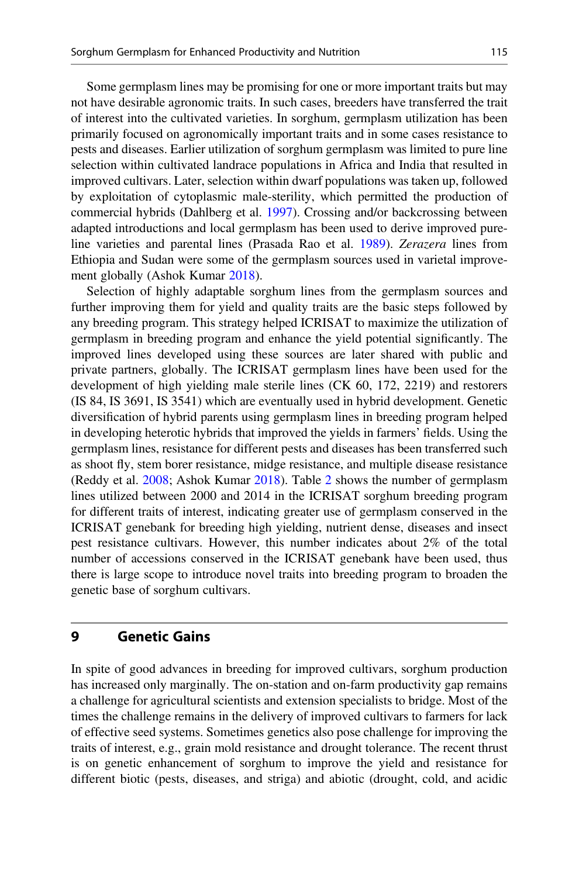Some germplasm lines may be promising for one or more important traits but may not have desirable agronomic traits. In such cases, breeders have transferred the trait of interest into the cultivated varieties. In sorghum, germplasm utilization has been primarily focused on agronomically important traits and in some cases resistance to pests and diseases. Earlier utilization of sorghum germplasm was limited to pure line selection within cultivated landrace populations in Africa and India that resulted in improved cultivars. Later, selection within dwarf populations was taken up, followed by exploitation of cytoplasmic male-sterility, which permitted the production of commercial hybrids (Dahlberg et al. 1997). Crossing and/or backcrossing between adapted introductions and local germplasm has been used to derive improved pure-line varieties and parental lines (Prasada Rao et al. 1989). *Zerazera* lines from Ethiopia and Sudan were some of the germplasm sources used in varietal improvement globally (Ashok Kumar 2018).

Selection of highly adaptable sorghum lines from the germplasm sources and further improving them for yield and quality traits are the basic steps followed by any breeding program. This strategy helped ICRISAT to maximize the utilization of germplasm in breeding program and enhance the yield potential significantly. The improved lines developed using these sources are later shared with public and private partners, globally. The ICRISAT germplasm lines have been used for the development of high yielding male sterile lines (CK 60, 172, 2219) and restorers (IS 84, IS 3691, IS 3541) which are eventually used in hybrid development. Genetic diversification of hybrid parents using germplasm lines in breeding program helped in developing heterotic hybrids that improved the yields in farmers' fields. Using the germplasm lines, resistance for different pests and diseases has been transferred such as shoot fly, stem borer resistance, midge resistance, and multiple disease resistance (Reddy et al. 2008; Ashok Kumar 2018). Table 2 shows the number of germplasm lines utilized between 2000 and 2014 in the ICRISAT sorghum breeding program for different traits of interest, indicating greater use of germplasm conserved in the ICRISAT genebank for breeding high yielding, nutrient dense, diseases and insect pest resistance cultivars. However, this number indicates about 2% of the total number of accessions conserved in the ICRISAT genebank have been used, thus there is large scope to introduce novel traits into breeding program to broaden the genetic base of sorghum cultivars.

## 9 Genetic Gains

In spite of good advances in breeding for improved cultivars, sorghum production has increased only marginally. The on-station and on-farm productivity gap remains a challenge for agricultural scientists and extension specialists to bridge. Most of the times the challenge remains in the delivery of improved cultivars to farmers for lack of effective seed systems. Sometimes genetics also pose challenge for improving the traits of interest, e.g., grain mold resistance and drought tolerance. The recent thrust is on genetic enhancement of sorghum to improve the yield and resistance for different biotic (pests, diseases, and striga) and abiotic (drought, cold, and acidic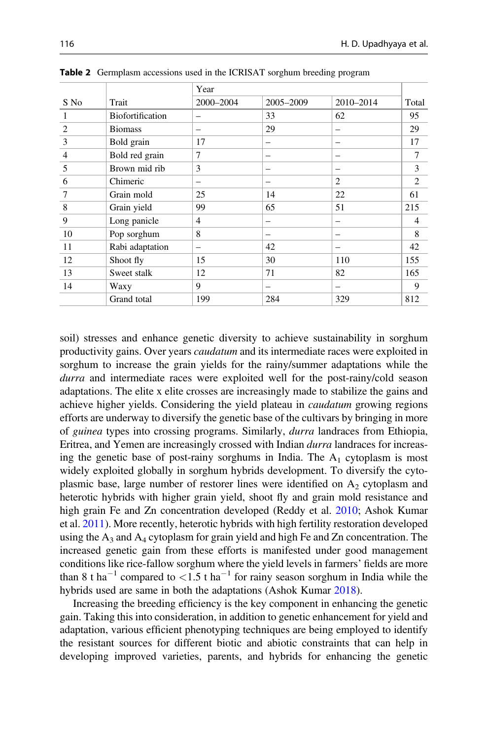**Table 2** Germplasm accessions used in the ICRISAT sorghum breeding program

| S No | Trait | Year | | | Total |
|---|---|---|---|---|---|
| | | 2000–2004 | 2005–2009 | 2010–2014 | |
| 1 | Biofortification | – | 33 | 62 | 95 |
| 2 | Biomass | – | 29 | – | 29 |
| 3 | Bold grain | 17 | – | – | 17 |
| 4 | Bold red grain | 7 | – | – | 7 |
| 5 | Brown mid rib | 3 | – | – | 3 |
| 6 | Chimeric | – | – | 2 | 2 |
| 7 | Grain mold | 25 | 14 | 22 | 61 |
| 8 | Grain yield | 99 | 65 | 51 | 215 |
| 9 | Long panicle | 4 | – | – | 4 |
| 10 | Pop sorghum | 8 | – | – | 8 |
| 11 | Rabi adaptation | – | 42 | – | 42 |
| 12 | Shoot fly | 15 | 30 | 110 | 155 |
| 13 | Sweet stalk | 12 | 71 | 82 | 165 |
| 14 | Waxy | 9 | – | – | 9 |
| | Grand total | 199 | 284 | 329 | 812 |

soil) stresses and enhance genetic diversity to achieve sustainability in sorghum productivity gains. Over years *caudatum* and its intermediate races were exploited in sorghum to increase the grain yields for the rainy/summer adaptations while the *durra* and intermediate races were exploited well for the post-rainy/cold season adaptations. The elite x elite crosses are increasingly made to stabilize the gains and achieve higher yields. Considering the yield plateau in *caudatum* growing regions efforts are underway to diversify the genetic base of the cultivars by bringing in more of *guinea* types into crossing programs. Similarly, *durra* landraces from Ethiopia, Eritrea, and Yemen are increasingly crossed with Indian *durra* landraces for increasing the genetic base of post-rainy sorghums in India. The $A_1$ cytoplasm is most widely exploited globally in sorghum hybrids development. To diversify the cytoplasmic base, large number of restorer lines were identified on $A_2$ cytoplasm and heterotic hybrids with higher grain yield, shoot fly and grain mold resistance and high grain Fe and Zn concentration developed (Reddy et al. 2010; Ashok Kumar et al. 2011). More recently, heterotic hybrids with high fertility restoration developed using the $A_3$ and $A_4$ cytoplasm for grain yield and high Fe and Zn concentration. The increased genetic gain from these efforts is manifested under good management conditions like rice-fallow sorghum where the yield levels in farmers' fields are more than 8 t $ha^{-1}$ compared to <1.5 t $ha^{-1}$ for rainy season sorghum in India while the hybrids used are same in both the adaptations (Ashok Kumar 2018).

Increasing the breeding efficiency is the key component in enhancing the genetic gain. Taking this into consideration, in addition to genetic enhancement for yield and adaptation, various efficient phenotyping techniques are being employed to identify the resistant sources for different biotic and abiotic constraints that can help in developing improved varieties, parents, and hybrids for enhancing the genetic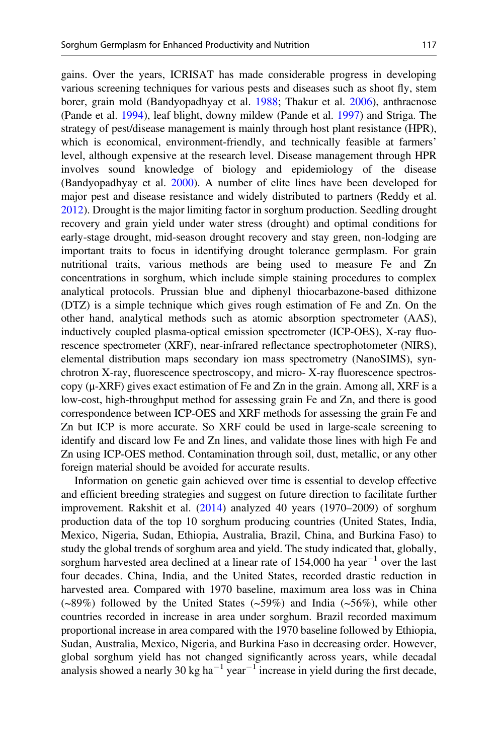gains. Over the years, ICRISAT has made considerable progress in developing various screening techniques for various pests and diseases such as shoot fly, stem borer, grain mold (Bandyopadhyay et al. 1988; Thakur et al. 2006), anthracnose (Pande et al. 1994), leaf blight, downy mildew (Pande et al. 1997) and Striga. The strategy of pest/disease management is mainly through host plant resistance (HPR), which is economical, environment-friendly, and technically feasible at farmers' level, although expensive at the research level. Disease management through HPR involves sound knowledge of biology and epidemiology of the disease (Bandyopadhyay et al. 2000). A number of elite lines have been developed for major pest and disease resistance and widely distributed to partners (Reddy et al. 2012). Drought is the major limiting factor in sorghum production. Seedling drought recovery and grain yield under water stress (drought) and optimal conditions for early-stage drought, mid-season drought recovery and stay green, non-lodging are important traits to focus in identifying drought tolerance germplasm. For grain nutritional traits, various methods are being used to measure Fe and Zn concentrations in sorghum, which include simple staining procedures to complex analytical protocols. Prussian blue and diphenyl thiocarbazone-based dithizone (DTZ) is a simple technique which gives rough estimation of Fe and Zn. On the other hand, analytical methods such as atomic absorption spectrometer (AAS), inductively coupled plasma-optical emission spectrometer (ICP-OES), X-ray fluorescence spectrometer (XRF), near-infrared reflectance spectrophotometer (NIRS), elemental distribution maps secondary ion mass spectrometry (NanoSIMS), synchrotron X-ray, fluorescence spectroscopy, and micro- X-ray fluorescence spectroscopy (μ-XRF) gives exact estimation of Fe and Zn in the grain. Among all, XRF is a low-cost, high-throughput method for assessing grain Fe and Zn, and there is good correspondence between ICP-OES and XRF methods for assessing the grain Fe and Zn but ICP is more accurate. So XRF could be used in large-scale screening to identify and discard low Fe and Zn lines, and validate those lines with high Fe and Zn using ICP-OES method. Contamination through soil, dust, metallic, or any other foreign material should be avoided for accurate results.

Information on genetic gain achieved over time is essential to develop effective and efficient breeding strategies and suggest on future direction to facilitate further improvement. Rakshit et al. (2014) analyzed 40 years (1970–2009) of sorghum production data of the top 10 sorghum producing countries (United States, India, Mexico, Nigeria, Sudan, Ethiopia, Australia, Brazil, China, and Burkina Faso) to study the global trends of sorghum area and yield. The study indicated that, globally, sorghum harvested area declined at a linear rate of 154,000 ha year$^{-1}$ over the last four decades. China, India, and the United States, recorded drastic reduction in harvested area. Compared with 1970 baseline, maximum area loss was in China (~89%) followed by the United States (~59%) and India (~56%), while other countries recorded in increase in area under sorghum. Brazil recorded maximum proportional increase in area compared with the 1970 baseline followed by Ethiopia, Sudan, Australia, Mexico, Nigeria, and Burkina Faso in decreasing order. However, global sorghum yield has not changed significantly across years, while decadal analysis showed a nearly 30 kg ha$^{-1}$ year$^{-1}$ increase in yield during the first decade,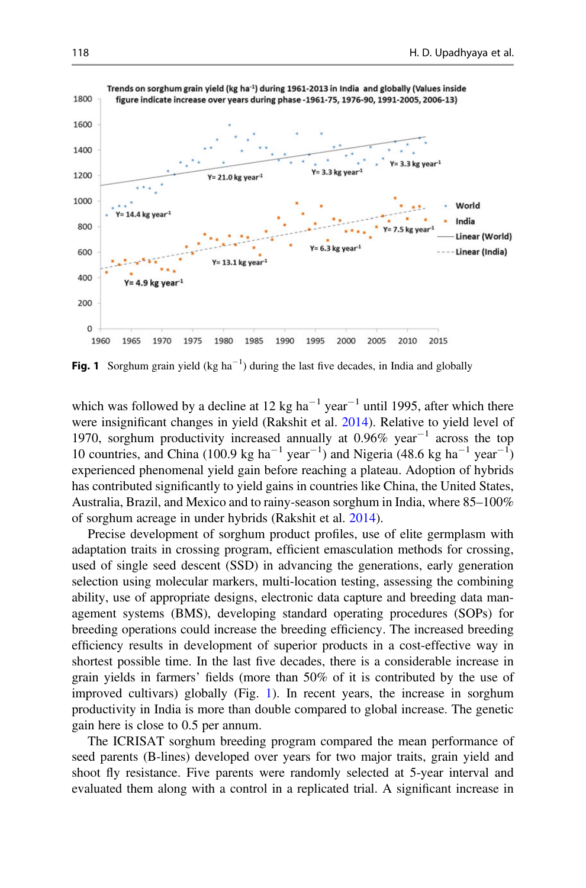**Fig. 1** Sorghum grain yield (kg ha$^{-1}$) during the last five decades, in India and globally

which was followed by a decline at 12 kg ha$^{-1}$ year$^{-1}$ until 1995, after which there were insignificant changes in yield (Rakshit et al. 2014). Relative to yield level of 1970, sorghum productivity increased annually at 0.96% year$^{-1}$ across the top 10 countries, and China (100.9 kg ha$^{-1}$ year$^{-1}$) and Nigeria (48.6 kg ha$^{-1}$ year$^{-1}$) experienced phenomenal yield gain before reaching a plateau. Adoption of hybrids has contributed significantly to yield gains in countries like China, the United States, Australia, Brazil, and Mexico and to rainy-season sorghum in India, where 85–100% of sorghum acreage in under hybrids (Rakshit et al. 2014).

Precise development of sorghum product profiles, use of elite germplasm with adaptation traits in crossing program, efficient emasculation methods for crossing, used of single seed descent (SSD) in advancing the generations, early generation selection using molecular markers, multi-location testing, assessing the combining ability, use of appropriate designs, electronic data capture and breeding data management systems (BMS), developing standard operating procedures (SOPs) for breeding operations could increase the breeding efficiency. The increased breeding efficiency results in development of superior products in a cost-effective way in shortest possible time. In the last five decades, there is a considerable increase in grain yields in farmers' fields (more than 50% of it is contributed by the use of improved cultivars) globally (Fig. 1). In recent years, the increase in sorghum productivity in India is more than double compared to global increase. The genetic gain here is close to 0.5 per annum.

The ICRISAT sorghum breeding program compared the mean performance of seed parents (B-lines) developed over years for two major traits, grain yield and shoot fly resistance. Five parents were randomly selected at 5-year interval and evaluated them along with a control in a replicated trial. A significant increase in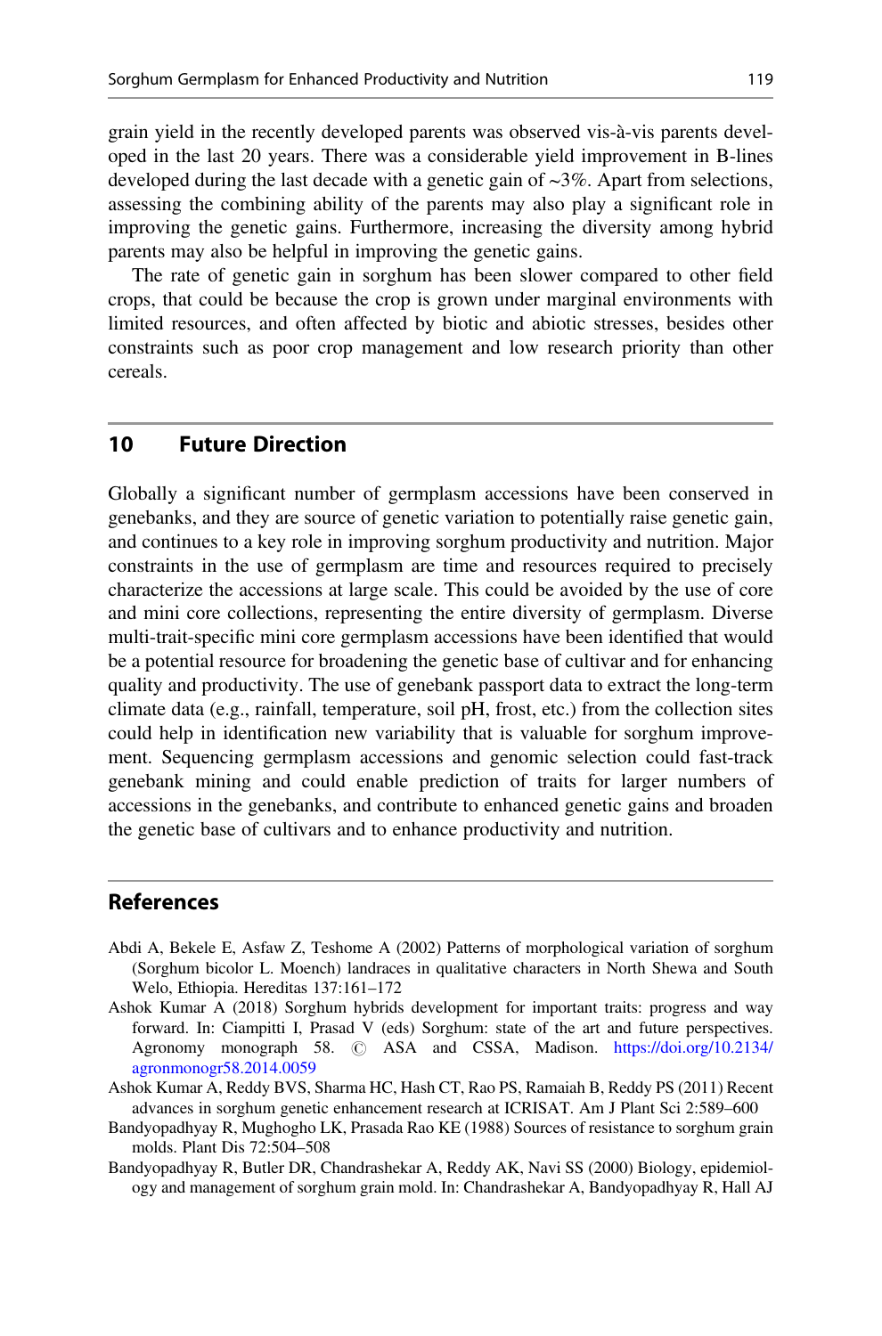grain yield in the recently developed parents was observed vis-à-vis parents developed in the last 20 years. There was a considerable yield improvement in B-lines developed during the last decade with a genetic gain of ~3%. Apart from selections, assessing the combining ability of the parents may also play a significant role in improving the genetic gains. Furthermore, increasing the diversity among hybrid parents may also be helpful in improving the genetic gains.

The rate of genetic gain in sorghum has been slower compared to other field crops, that could be because the crop is grown under marginal environments with limited resources, and often affected by biotic and abiotic stresses, besides other constraints such as poor crop management and low research priority than other cereals.

## 10 Future Direction

Globally a significant number of germplasm accessions have been conserved in genebanks, and they are source of genetic variation to potentially raise genetic gain, and continues to a key role in improving sorghum productivity and nutrition. Major constraints in the use of germplasm are time and resources required to precisely characterize the accessions at large scale. This could be avoided by the use of core and mini core collections, representing the entire diversity of germplasm. Diverse multi-trait-specific mini core germplasm accessions have been identified that would be a potential resource for broadening the genetic base of cultivar and for enhancing quality and productivity. The use of genebank passport data to extract the long-term climate data (e.g., rainfall, temperature, soil pH, frost, etc.) from the collection sites could help in identification new variability that is valuable for sorghum improvement. Sequencing germplasm accessions and genomic selection could fast-track genebank mining and could enable prediction of traits for larger numbers of accessions in the genebanks, and contribute to enhanced genetic gains and broaden the genetic base of cultivars and to enhance productivity and nutrition.

## References

Abdi A, Bekele E, Asfaw Z, Teshome A (2002) Patterns of morphological variation of sorghum (Sorghum bicolor L. Moench) landraces in qualitative characters in North Shewa and South Welo, Ethiopia. Hereditas 137:161–172

Ashok Kumar A (2018) Sorghum hybrids development for important traits: progress and way forward. In: Ciampitti I, Prasad V (eds) Sorghum: state of the art and future perspectives. Agronomy monograph 58. © ASA and CSSA, Madison. https://doi.org/10.2134/agronmonogr58.2014.0059

Ashok Kumar A, Reddy BVS, Sharma HC, Hash CT, Rao PS, Ramaiah B, Reddy PS (2011) Recent advances in sorghum genetic enhancement research at ICRISAT. Am J Plant Sci 2:589–600

Bandyopadhyay R, Mughogho LK, Prasada Rao KE (1988) Sources of resistance to sorghum grain molds. Plant Dis 72:504–508

Bandyopadhyay R, Butler DR, Chandrashekar A, Reddy AK, Navi SS (2000) Biology, epidemiology and management of sorghum grain mold. In: Chandrashekar A, Bandyopadhyay R, Hall AJ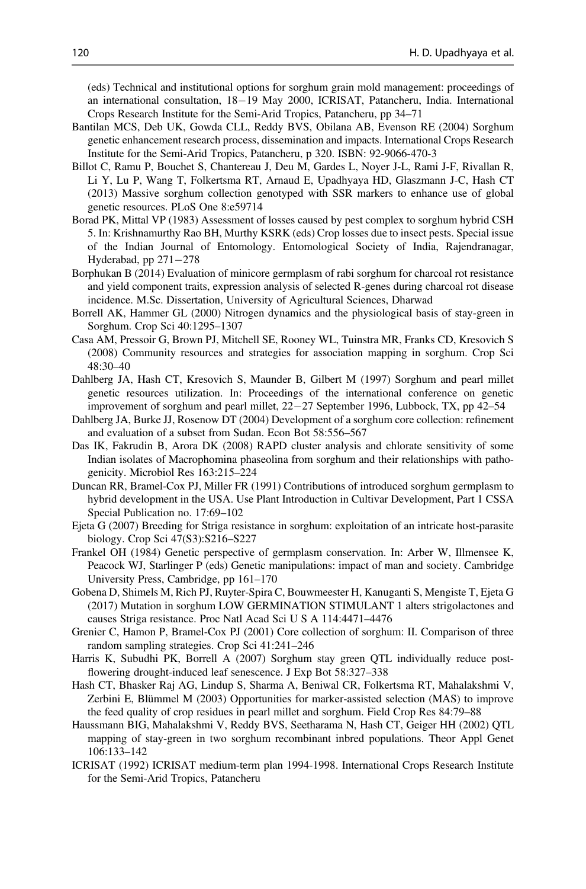(eds) Technical and institutional options for sorghum grain mold management: proceedings of an international consultation, 18−19 May 2000, ICRISAT, Patancheru, India. International Crops Research Institute for the Semi-Arid Tropics, Patancheru, pp 34–71

Bantilan MCS, Deb UK, Gowda CLL, Reddy BVS, Obilana AB, Evenson RE (2004) Sorghum genetic enhancement research process, dissemination and impacts. International Crops Research Institute for the Semi-Arid Tropics, Patancheru, p 320. ISBN: 92-9066-470-3

Billot C, Ramu P, Bouchet S, Chantereau J, Deu M, Gardes L, Noyer J-L, Rami J-F, Rivallan R, Li Y, Lu P, Wang T, Folkertsma RT, Arnaud E, Upadhyaya HD, Glaszmann J-C, Hash CT (2013) Massive sorghum collection genotyped with SSR markers to enhance use of global genetic resources. PLoS One 8:e59714

Borad PK, Mittal VP (1983) Assessment of losses caused by pest complex to sorghum hybrid CSH 5. In: Krishnamurthy Rao BH, Murthy KSRK (eds) Crop losses due to insect pests. Special issue of the Indian Journal of Entomology. Entomological Society of India, Rajendranagar, Hyderabad, pp 271−278

Borphukan B (2014) Evaluation of minicore germplasm of rabi sorghum for charcoal rot resistance and yield component traits, expression analysis of selected R-genes during charcoal rot disease incidence. M.Sc. Dissertation, University of Agricultural Sciences, Dharwad

Borrell AK, Hammer GL (2000) Nitrogen dynamics and the physiological basis of stay-green in Sorghum. Crop Sci 40:1295–1307

Casa AM, Pressoir G, Brown PJ, Mitchell SE, Rooney WL, Tuinstra MR, Franks CD, Kresovich S (2008) Community resources and strategies for association mapping in sorghum. Crop Sci 48:30–40

Dahlberg JA, Hash CT, Kresovich S, Maunder B, Gilbert M (1997) Sorghum and pearl millet genetic resources utilization. In: Proceedings of the international conference on genetic improvement of sorghum and pearl millet, 22−27 September 1996, Lubbock, TX, pp 42–54

Dahlberg JA, Burke JJ, Rosenow DT (2004) Development of a sorghum core collection: refinement and evaluation of a subset from Sudan. Econ Bot 58:556–567

Das IK, Fakrudin B, Arora DK (2008) RAPD cluster analysis and chlorate sensitivity of some Indian isolates of Macrophomina phaseolina from sorghum and their relationships with pathogenicity. Microbiol Res 163:215–224

Duncan RR, Bramel-Cox PJ, Miller FR (1991) Contributions of introduced sorghum germplasm to hybrid development in the USA. Use Plant Introduction in Cultivar Development, Part 1 CSSA Special Publication no. 17:69–102

Ejeta G (2007) Breeding for Striga resistance in sorghum: exploitation of an intricate host-parasite biology. Crop Sci 47(S3):S216–S227

Frankel OH (1984) Genetic perspective of germplasm conservation. In: Arber W, Illmensee K, Peacock WJ, Starlinger P (eds) Genetic manipulations: impact of man and society. Cambridge University Press, Cambridge, pp 161–170

Gobena D, Shimels M, Rich PJ, Ruyter-Spira C, Bouwmeester H, Kanuganti S, Mengiste T, Ejeta G (2017) Mutation in sorghum LOW GERMINATION STIMULANT 1 alters strigolactones and causes Striga resistance. Proc Natl Acad Sci U S A 114:4471–4476

Grenier C, Hamon P, Bramel-Cox PJ (2001) Core collection of sorghum: II. Comparison of three random sampling strategies. Crop Sci 41:241–246

Harris K, Subudhi PK, Borrell A (2007) Sorghum stay green QTL individually reduce post-flowering drought-induced leaf senescence. J Exp Bot 58:327–338

Hash CT, Bhasker Raj AG, Lindup S, Sharma A, Beniwal CR, Folkertsma RT, Mahalakshmi V, Zerbini E, Blümmel M (2003) Opportunities for marker-assisted selection (MAS) to improve the feed quality of crop residues in pearl millet and sorghum. Field Crop Res 84:79–88

Haussmann BIG, Mahalakshmi V, Reddy BVS, Seetharama N, Hash CT, Geiger HH (2002) QTL mapping of stay-green in two sorghum recombinant inbred populations. Theor Appl Genet 106:133–142

ICRISAT (1992) ICRISAT medium-term plan 1994-1998. International Crops Research Institute for the Semi-Arid Tropics, Patancheru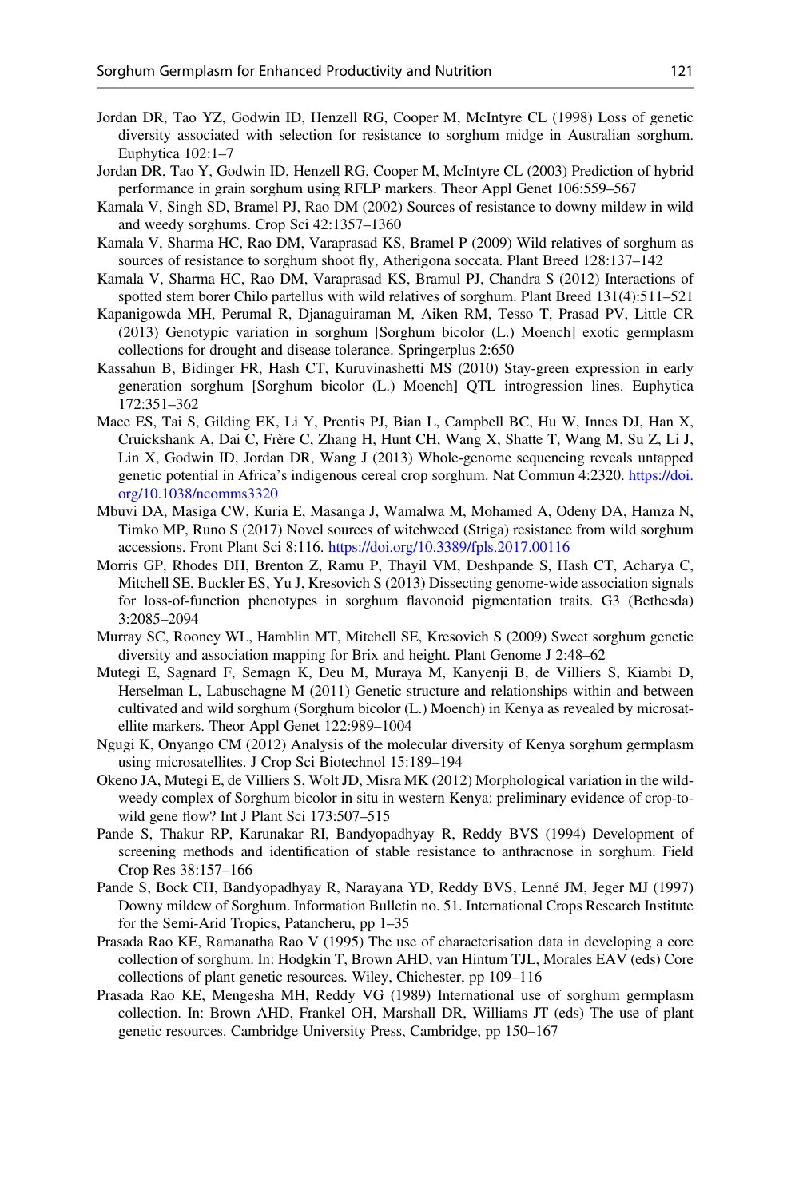Jordan DR, Tao YZ, Godwin ID, Henzell RG, Cooper M, McIntyre CL (1998) Loss of genetic diversity associated with selection for resistance to sorghum midge in Australian sorghum. Euphytica 102:1–7

Jordan DR, Tao Y, Godwin ID, Henzell RG, Cooper M, McIntyre CL (2003) Prediction of hybrid performance in grain sorghum using RFLP markers. Theor Appl Genet 106:559–567

Kamala V, Singh SD, Bramel PJ, Rao DM (2002) Sources of resistance to downy mildew in wild and weedy sorghums. Crop Sci 42:1357–1360

Kamala V, Sharma HC, Rao DM, Varaprasad KS, Bramel P (2009) Wild relatives of sorghum as sources of resistance to sorghum shoot fly, Atherigona soccata. Plant Breed 128:137–142

Kamala V, Sharma HC, Rao DM, Varaprasad KS, Bramul PJ, Chandra S (2012) Interactions of spotted stem borer Chilo partellus with wild relatives of sorghum. Plant Breed 131(4):511–521

Kapanigowda MH, Perumal R, Djanaguiraman M, Aiken RM, Tesso T, Prasad PV, Little CR (2013) Genotypic variation in sorghum [Sorghum bicolor (L.) Moench] exotic germplasm collections for drought and disease tolerance. Springerplus 2:650

Kassahun B, Bidinger FR, Hash CT, Kuruvinashetti MS (2010) Stay-green expression in early generation sorghum [Sorghum bicolor (L.) Moench] QTL introgression lines. Euphytica 172:351–362

Mace ES, Tai S, Gilding EK, Li Y, Prentis PJ, Bian L, Campbell BC, Hu W, Innes DJ, Han X, Cruickshank A, Dai C, Frère C, Zhang H, Hunt CH, Wang X, Shatte T, Wang M, Su Z, Li J, Lin X, Godwin ID, Jordan DR, Wang J (2013) Whole-genome sequencing reveals untapped genetic potential in Africa's indigenous cereal crop sorghum. Nat Commun 4:2320. https://doi.org/10.1038/ncomms3320

Mbuvi DA, Masiga CW, Kuria E, Masanga J, Wamalwa M, Mohamed A, Odeny DA, Hamza N, Timko MP, Runo S (2017) Novel sources of witchweed (Striga) resistance from wild sorghum accessions. Front Plant Sci 8:116. https://doi.org/10.3389/fpls.2017.00116

Morris GP, Rhodes DH, Brenton Z, Ramu P, Thayil VM, Deshpande S, Hash CT, Acharya C, Mitchell SE, Buckler ES, Yu J, Kresovich S (2013) Dissecting genome-wide association signals for loss-of-function phenotypes in sorghum flavonoid pigmentation traits. G3 (Bethesda) 3:2085–2094

Murray SC, Rooney WL, Hamblin MT, Mitchell SE, Kresovich S (2009) Sweet sorghum genetic diversity and association mapping for Brix and height. Plant Genome J 2:48–62

Mutegi E, Sagnard F, Semagn K, Deu M, Muraya M, Kanyenji B, de Villiers S, Kiambi D, Herselman L, Labuschagne M (2011) Genetic structure and relationships within and between cultivated and wild sorghum (Sorghum bicolor (L.) Moench) in Kenya as revealed by microsatellite markers. Theor Appl Genet 122:989–1004

Ngugi K, Onyango CM (2012) Analysis of the molecular diversity of Kenya sorghum germplasm using microsatellites. J Crop Sci Biotechnol 15:189–194

Okeno JA, Mutegi E, de Villiers S, Wolt JD, Misra MK (2012) Morphological variation in the wild-weedy complex of Sorghum bicolor in situ in western Kenya: preliminary evidence of crop-to-wild gene flow? Int J Plant Sci 173:507–515

Pande S, Thakur RP, Karunakar RI, Bandyopadhyay R, Reddy BVS (1994) Development of screening methods and identification of stable resistance to anthracnose in sorghum. Field Crop Res 38:157–166

Pande S, Bock CH, Bandyopadhyay R, Narayana YD, Reddy BVS, Lenné JM, Jeger MJ (1997) Downy mildew of Sorghum. Information Bulletin no. 51. International Crops Research Institute for the Semi-Arid Tropics, Patancheru, pp 1–35

Prasada Rao KE, Ramanatha Rao V (1995) The use of characterisation data in developing a core collection of sorghum. In: Hodgkin T, Brown AHD, van Hintum TJL, Morales EAV (eds) Core collections of plant genetic resources. Wiley, Chichester, pp 109–116

Prasada Rao KE, Mengesha MH, Reddy VG (1989) International use of sorghum germplasm collection. In: Brown AHD, Frankel OH, Marshall DR, Williams JT (eds) The use of plant genetic resources. Cambridge University Press, Cambridge, pp 150–167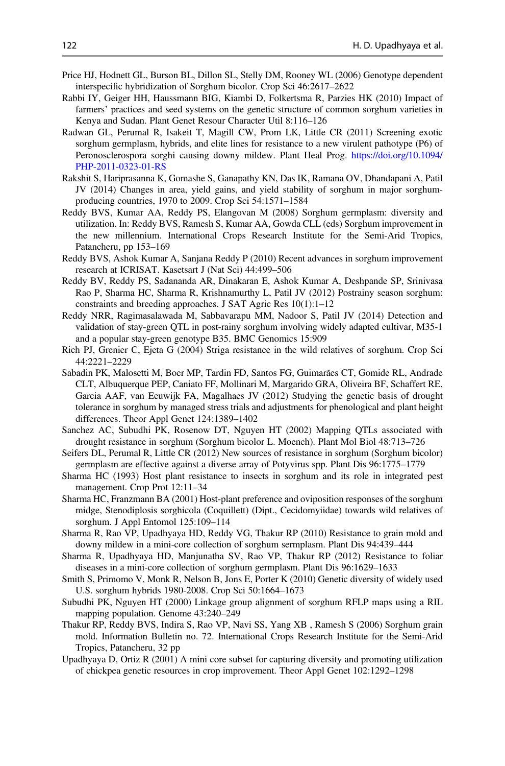Price HJ, Hodnett GL, Burson BL, Dillon SL, Stelly DM, Rooney WL (2006) Genotype dependent interspecific hybridization of Sorghum bicolor. Crop Sci 46:2617–2622

Rabbi IY, Geiger HH, Haussmann BIG, Kiambi D, Folkertsma R, Parzies HK (2010) Impact of farmers' practices and seed systems on the genetic structure of common sorghum varieties in Kenya and Sudan. Plant Genet Resour Character Util 8:116–126

Radwan GL, Perumal R, Isakeit T, Magill CW, Prom LK, Little CR (2011) Screening exotic sorghum germplasm, hybrids, and elite lines for resistance to a new virulent pathotype (P6) of Peronosclerospora sorghi causing downy mildew. Plant Heal Prog. https://doi.org/10.1094/PHP-2011-0323-01-RS

Rakshit S, Hariprasanna K, Gomashe S, Ganapathy KN, Das IK, Ramana OV, Dhandapani A, Patil JV (2014) Changes in area, yield gains, and yield stability of sorghum in major sorghum-producing countries, 1970 to 2009. Crop Sci 54:1571–1584

Reddy BVS, Kumar AA, Reddy PS, Elangovan M (2008) Sorghum germplasm: diversity and utilization. In: Reddy BVS, Ramesh S, Kumar AA, Gowda CLL (eds) Sorghum improvement in the new millennium. International Crops Research Institute for the Semi-Arid Tropics, Patancheru, pp 153–169

Reddy BVS, Ashok Kumar A, Sanjana Reddy P (2010) Recent advances in sorghum improvement research at ICRISAT. Kasetsart J (Nat Sci) 44:499–506

Reddy BV, Reddy PS, Sadananda AR, Dinakaran E, Ashok Kumar A, Deshpande SP, Srinivasa Rao P, Sharma HC, Sharma R, Krishnamurthy L, Patil JV (2012) Postrainy season sorghum: constraints and breeding approaches. J SAT Agric Res 10(1):1–12

Reddy NRR, Ragimasalawada M, Sabbavarapu MM, Nadoor S, Patil JV (2014) Detection and validation of stay-green QTL in post-rainy sorghum involving widely adapted cultivar, M35-1 and a popular stay-green genotype B35. BMC Genomics 15:909

Rich PJ, Grenier C, Ejeta G (2004) Striga resistance in the wild relatives of sorghum. Crop Sci 44:2221–2229

Sabadin PK, Malosetti M, Boer MP, Tardin FD, Santos FG, Guimarães CT, Gomide RL, Andrade CLT, Albuquerque PEP, Caniato FF, Mollinari M, Margarido GRA, Oliveira BF, Schaffert RE, Garcia AAF, van Eeuwijk FA, Magalhaes JV (2012) Studying the genetic basis of drought tolerance in sorghum by managed stress trials and adjustments for phenological and plant height differences. Theor Appl Genet 124:1389–1402

Sanchez AC, Subudhi PK, Rosenow DT, Nguyen HT (2002) Mapping QTLs associated with drought resistance in sorghum (Sorghum bicolor L. Moench). Plant Mol Biol 48:713–726

Seifers DL, Perumal R, Little CR (2012) New sources of resistance in sorghum (Sorghum bicolor) germplasm are effective against a diverse array of Potyvirus spp. Plant Dis 96:1775–1779

Sharma HC (1993) Host plant resistance to insects in sorghum and its role in integrated pest management. Crop Prot 12:11–34

Sharma HC, Franzmann BA (2001) Host-plant preference and oviposition responses of the sorghum midge, Stenodiplosis sorghicola (Coquillett) (Dipt., Cecidomyiidae) towards wild relatives of sorghum. J Appl Entomol 125:109–114

Sharma R, Rao VP, Upadhyaya HD, Reddy VG, Thakur RP (2010) Resistance to grain mold and downy mildew in a mini-core collection of sorghum sermplasm. Plant Dis 94:439–444

Sharma R, Upadhyaya HD, Manjunatha SV, Rao VP, Thakur RP (2012) Resistance to foliar diseases in a mini-core collection of sorghum germplasm. Plant Dis 96:1629–1633

Smith S, Primomo V, Monk R, Nelson B, Jons E, Porter K (2010) Genetic diversity of widely used U.S. sorghum hybrids 1980-2008. Crop Sci 50:1664–1673

Subudhi PK, Nguyen HT (2000) Linkage group alignment of sorghum RFLP maps using a RIL mapping population. Genome 43:240–249

Thakur RP, Reddy BVS, Indira S, Rao VP, Navi SS, Yang XB , Ramesh S (2006) Sorghum grain mold. Information Bulletin no. 72. International Crops Research Institute for the Semi-Arid Tropics, Patancheru, 32 pp

Upadhyaya D, Ortiz R (2001) A mini core subset for capturing diversity and promoting utilization of chickpea genetic resources in crop improvement. Theor Appl Genet 102:1292–1298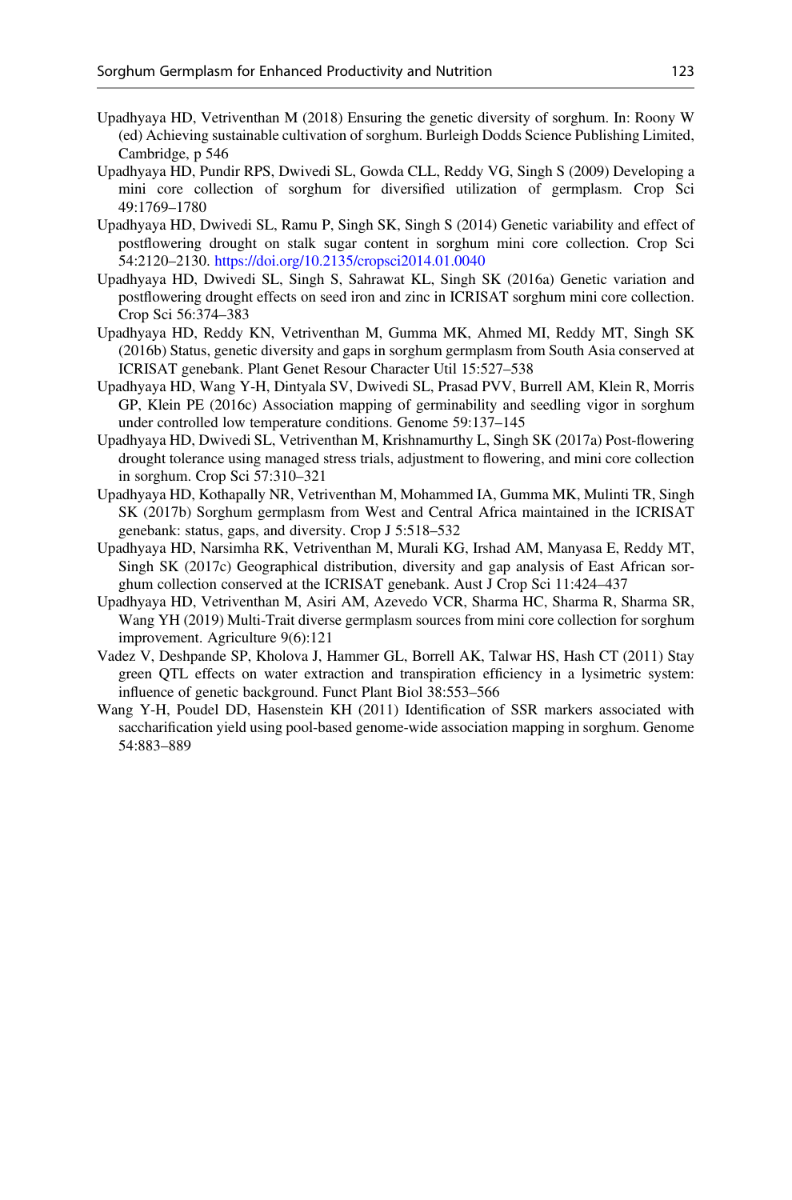Upadhyaya HD, Vetriventhan M (2018) Ensuring the genetic diversity of sorghum. In: Roony W (ed) Achieving sustainable cultivation of sorghum. Burleigh Dodds Science Publishing Limited, Cambridge, p 546

Upadhyaya HD, Pundir RPS, Dwivedi SL, Gowda CLL, Reddy VG, Singh S (2009) Developing a mini core collection of sorghum for diversified utilization of germplasm. Crop Sci 49:1769–1780

Upadhyaya HD, Dwivedi SL, Ramu P, Singh SK, Singh S (2014) Genetic variability and effect of postflowering drought on stalk sugar content in sorghum mini core collection. Crop Sci 54:2120–2130. https://doi.org/10.2135/cropsci2014.01.0040

Upadhyaya HD, Dwivedi SL, Singh S, Sahrawat KL, Singh SK (2016a) Genetic variation and postflowering drought effects on seed iron and zinc in ICRISAT sorghum mini core collection. Crop Sci 56:374–383

Upadhyaya HD, Reddy KN, Vetriventhan M, Gumma MK, Ahmed MI, Reddy MT, Singh SK (2016b) Status, genetic diversity and gaps in sorghum germplasm from South Asia conserved at ICRISAT genebank. Plant Genet Resour Character Util 15:527–538

Upadhyaya HD, Wang Y-H, Dintyala SV, Dwivedi SL, Prasad PVV, Burrell AM, Klein R, Morris GP, Klein PE (2016c) Association mapping of germinability and seedling vigor in sorghum under controlled low temperature conditions. Genome 59:137–145

Upadhyaya HD, Dwivedi SL, Vetriventhan M, Krishnamurthy L, Singh SK (2017a) Post-flowering drought tolerance using managed stress trials, adjustment to flowering, and mini core collection in sorghum. Crop Sci 57:310–321

Upadhyaya HD, Kothapally NR, Vetriventhan M, Mohammed IA, Gumma MK, Mulinti TR, Singh SK (2017b) Sorghum germplasm from West and Central Africa maintained in the ICRISAT genebank: status, gaps, and diversity. Crop J 5:518–532

Upadhyaya HD, Narsimha RK, Vetriventhan M, Murali KG, Irshad AM, Manyasa E, Reddy MT, Singh SK (2017c) Geographical distribution, diversity and gap analysis of East African sorghum collection conserved at the ICRISAT genebank. Aust J Crop Sci 11:424–437

Upadhyaya HD, Vetriventhan M, Asiri AM, Azevedo VCR, Sharma HC, Sharma R, Sharma SR, Wang YH (2019) Multi-Trait diverse germplasm sources from mini core collection for sorghum improvement. Agriculture 9(6):121

Vadez V, Deshpande SP, Kholova J, Hammer GL, Borrell AK, Talwar HS, Hash CT (2011) Stay green QTL effects on water extraction and transpiration efficiency in a lysimetric system: influence of genetic background. Funct Plant Biol 38:553–566

Wang Y-H, Poudel DD, Hasenstein KH (2011) Identification of SSR markers associated with saccharification yield using pool-based genome-wide association mapping in sorghum. Genome 54:883–889